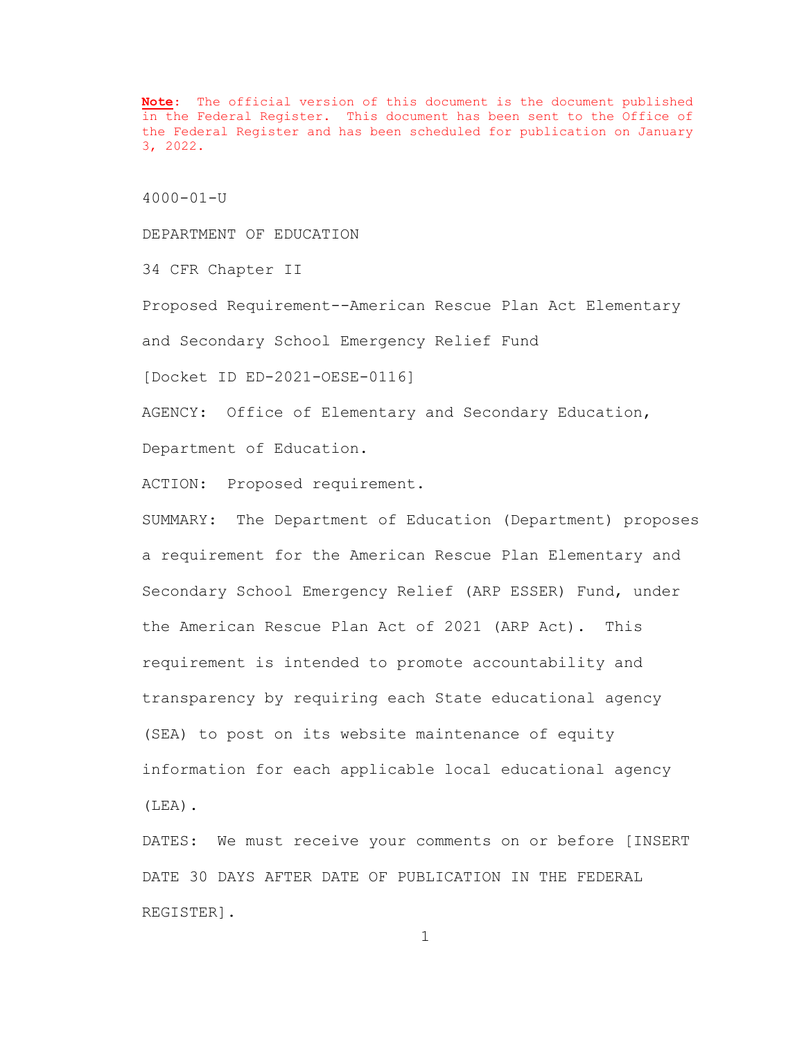**Note**: The official version of this document is the document published in the Federal Register. This document has been sent to the Office of the Federal Register and has been scheduled for publication on January 3, 2022.

4000-01-U

DEPARTMENT OF EDUCATION

34 CFR Chapter II

Proposed Requirement--American Rescue Plan Act Elementary and Secondary School Emergency Relief Fund

[Docket ID ED-2021-OESE-0116]

AGENCY: Office of Elementary and Secondary Education, Department of Education.

ACTION: Proposed requirement.

SUMMARY: The Department of Education (Department) proposes a requirement for the American Rescue Plan Elementary and Secondary School Emergency Relief (ARP ESSER) Fund, under the American Rescue Plan Act of 2021 (ARP Act). This requirement is intended to promote accountability and transparency by requiring each State educational agency (SEA) to post on its website maintenance of equity information for each applicable local educational agency (LEA).

DATES: We must receive your comments on or before [INSERT DATE 30 DAYS AFTER DATE OF PUBLICATION IN THE FEDERAL REGISTER].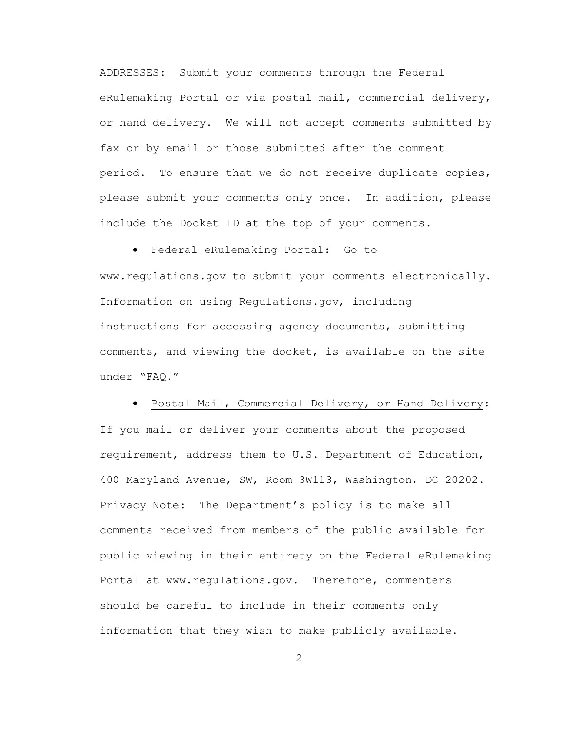ADDRESSES: Submit your comments through the Federal eRulemaking Portal or via postal mail, commercial delivery, or hand delivery. We will not accept comments submitted by fax or by email or those submitted after the comment period. To ensure that we do not receive duplicate copies, please submit your comments only once. In addition, please include the Docket ID at the top of your comments.

- Federal eRulemaking Portal: Go to www.regulations.gov to submit your comments electronically. Information on using Regulations.gov, including instructions for accessing agency documents, submitting comments, and viewing the docket, is available on the site under "FAQ."

- Postal Mail, Commercial Delivery, or Hand Delivery: If you mail or deliver your comments about the proposed requirement, address them to U.S. Department of Education, 400 Maryland Avenue, SW, Room 3W113, Washington, DC 20202.

Privacy Note: The Department's policy is to make all comments received from members of the public available for public viewing in their entirety on the Federal eRulemaking Portal at www.regulations.gov. Therefore, commenters should be careful to include in their comments only information that they wish to make publicly available.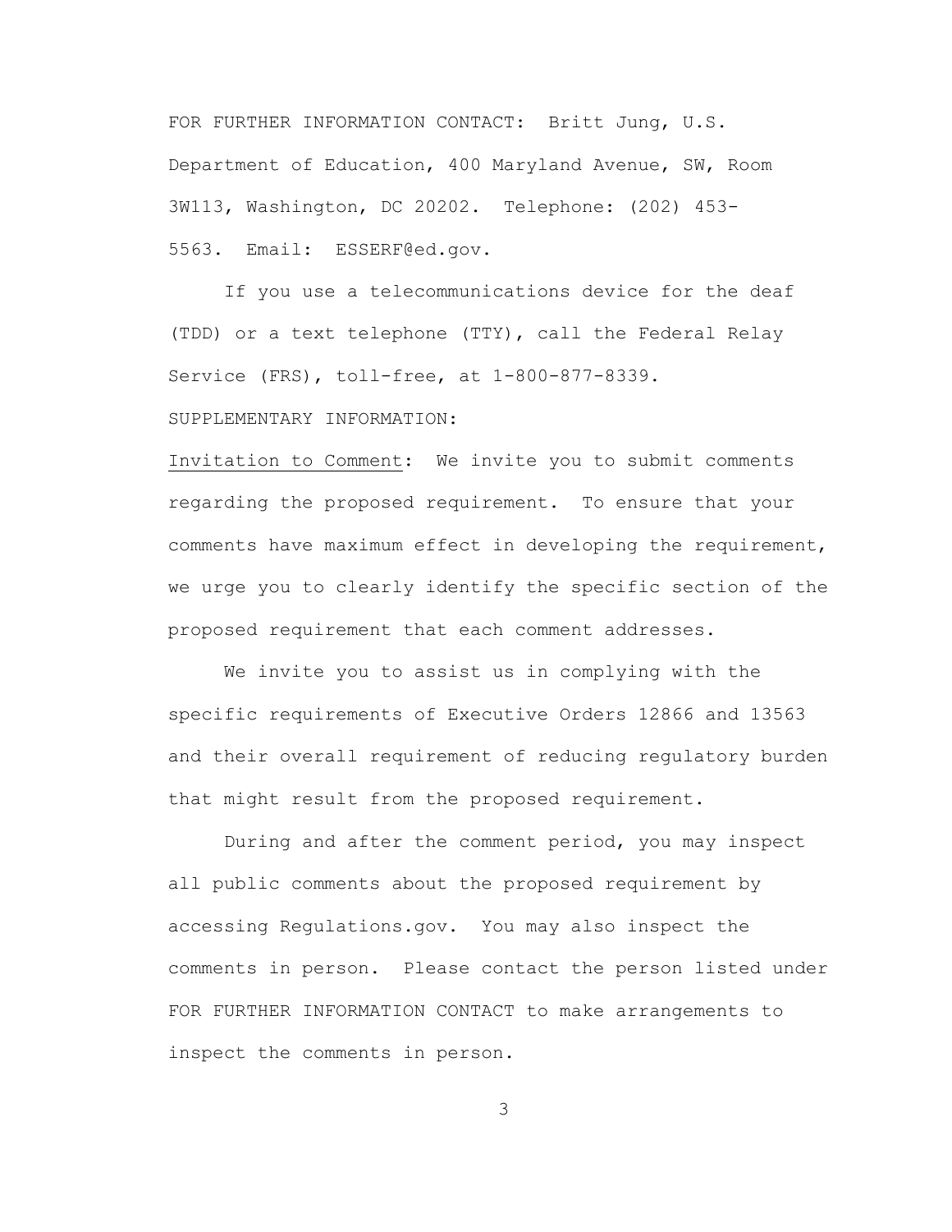FOR FURTHER INFORMATION CONTACT: Britt Jung, U.S. Department of Education, 400 Maryland Avenue, SW, Room 3W113, Washington, DC 20202. Telephone: (202) 453-5563. Email: ESSERF@ed.gov.

If you use a telecommunications device for the deaf (TDD) or a text telephone (TTY), call the Federal Relay Service (FRS), toll-free, at 1-800-877-8339.

SUPPLEMENTARY INFORMATION:

Invitation to Comment: We invite you to submit comments regarding the proposed requirement. To ensure that your comments have maximum effect in developing the requirement, we urge you to clearly identify the specific section of the proposed requirement that each comment addresses.

We invite you to assist us in complying with the specific requirements of Executive Orders 12866 and 13563 and their overall requirement of reducing regulatory burden that might result from the proposed requirement.

During and after the comment period, you may inspect all public comments about the proposed requirement by accessing Regulations.gov. You may also inspect the comments in person. Please contact the person listed under FOR FURTHER INFORMATION CONTACT to make arrangements to inspect the comments in person.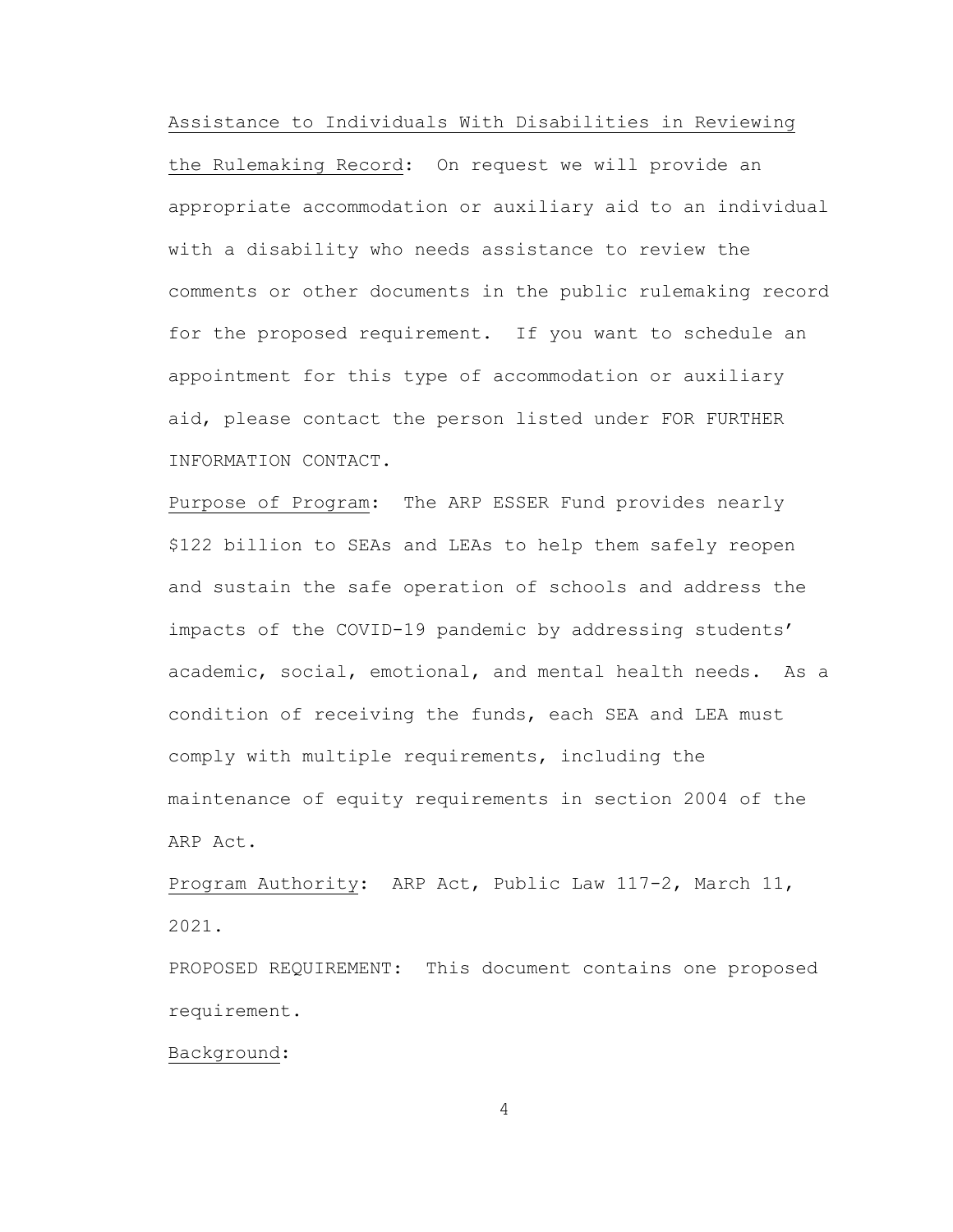Assistance to Individuals With Disabilities in Reviewing the Rulemaking Record: On request we will provide an appropriate accommodation or auxiliary aid to an individual with a disability who needs assistance to review the comments or other documents in the public rulemaking record for the proposed requirement. If you want to schedule an appointment for this type of accommodation or auxiliary aid, please contact the person listed under FOR FURTHER INFORMATION CONTACT.

Purpose of Program: The ARP ESSER Fund provides nearly $122 billion to SEAs and LEAs to help them safely reopen and sustain the safe operation of schools and address the impacts of the COVID-19 pandemic by addressing students' academic, social, emotional, and mental health needs. As a condition of receiving the funds, each SEA and LEA must comply with multiple requirements, including the maintenance of equity requirements in section 2004 of the ARP Act.

Program Authority: ARP Act, Public Law 117-2, March 11, 2021.

PROPOSED REQUIREMENT: This document contains one proposed requirement.

Background: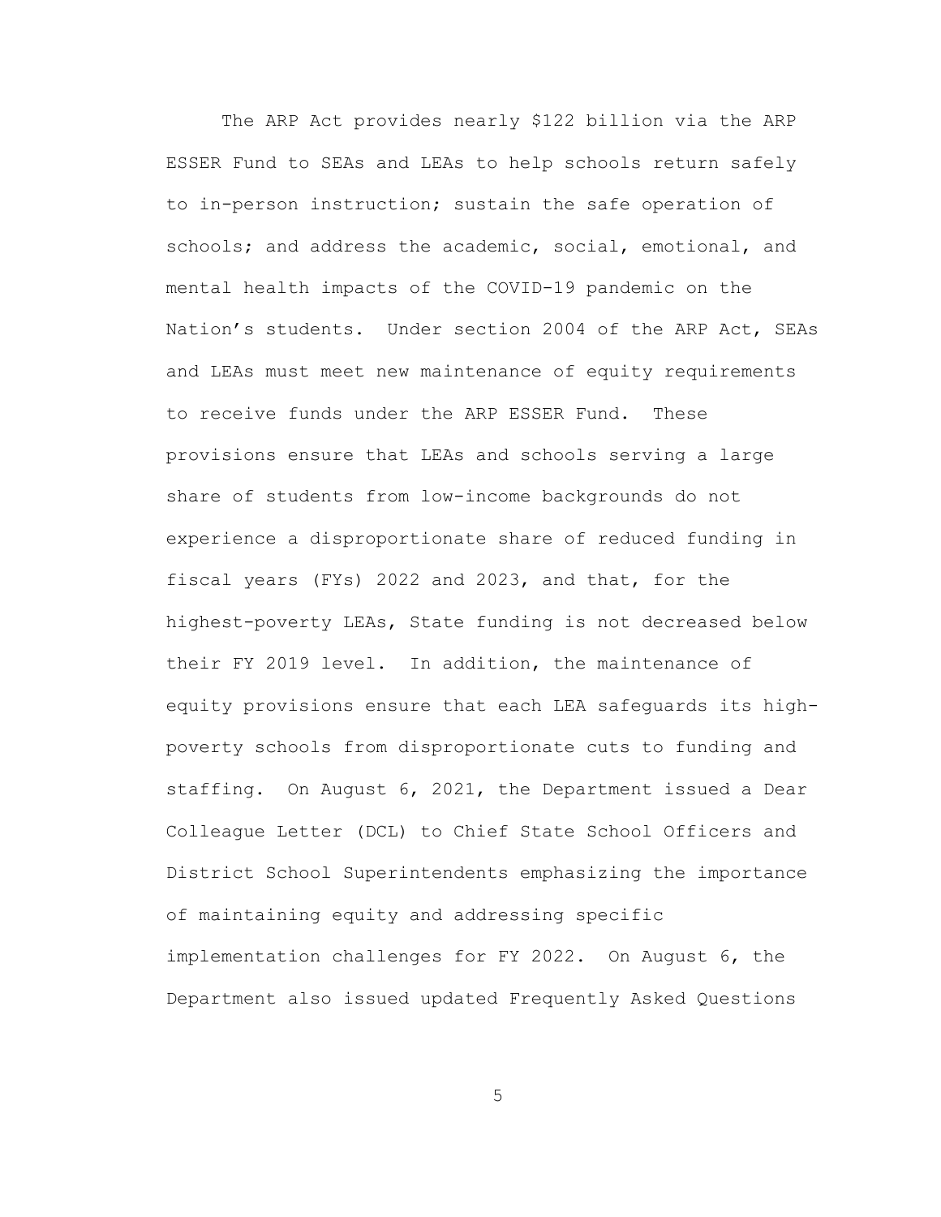The ARP Act provides nearly $122 billion via the ARP ESSER Fund to SEAs and LEAs to help schools return safely to in-person instruction; sustain the safe operation of schools; and address the academic, social, emotional, and mental health impacts of the COVID-19 pandemic on the Nation's students. Under section 2004 of the ARP Act, SEAs and LEAs must meet new maintenance of equity requirements to receive funds under the ARP ESSER Fund. These provisions ensure that LEAs and schools serving a large share of students from low-income backgrounds do not experience a disproportionate share of reduced funding in fiscal years (FYs) 2022 and 2023, and that, for the highest-poverty LEAs, State funding is not decreased below their FY 2019 level. In addition, the maintenance of equity provisions ensure that each LEA safeguards its high-poverty schools from disproportionate cuts to funding and staffing. On August 6, 2021, the Department issued a Dear Colleague Letter (DCL) to Chief State School Officers and District School Superintendents emphasizing the importance of maintaining equity and addressing specific implementation challenges for FY 2022. On August 6, the Department also issued updated Frequently Asked Questions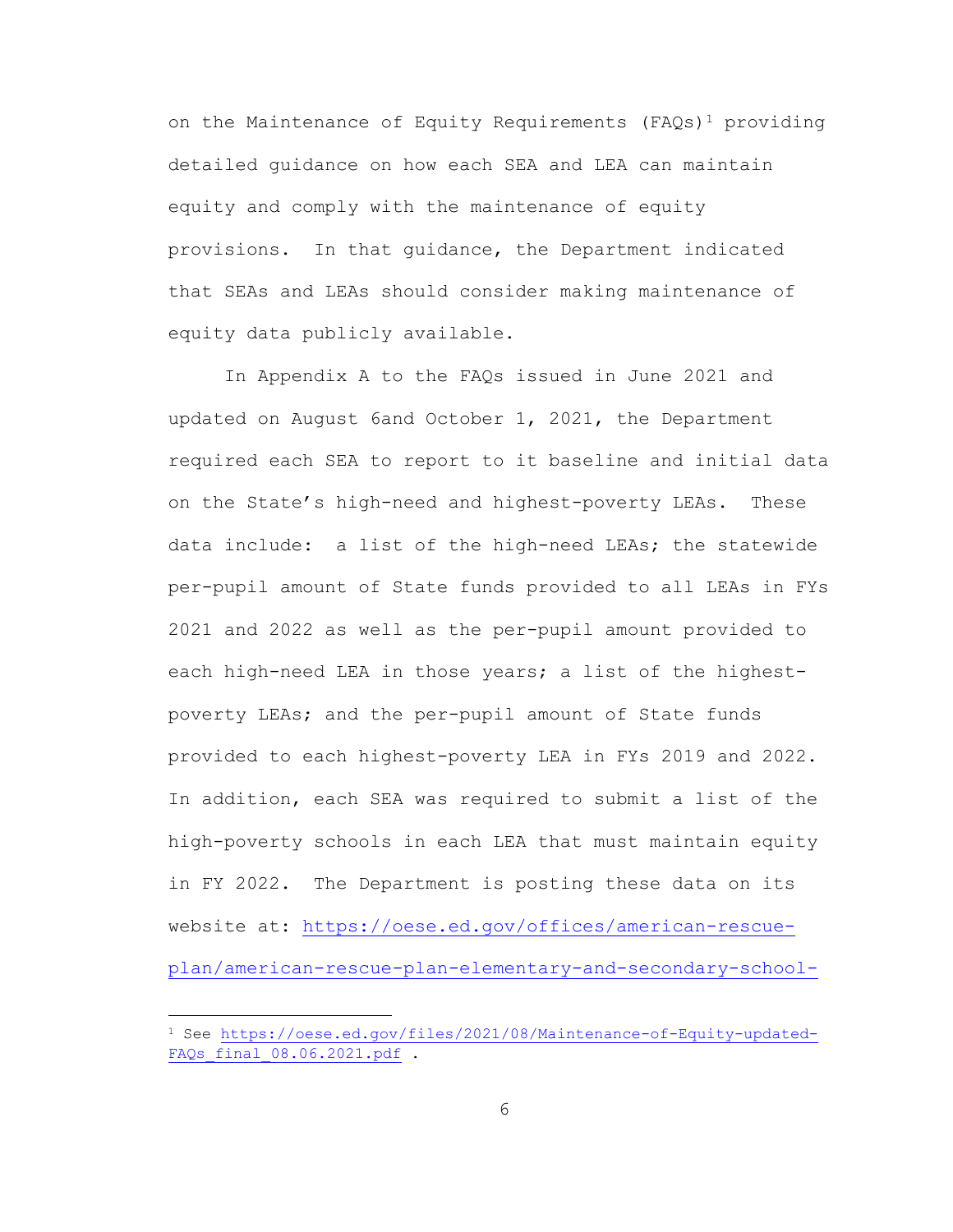on the Maintenance of Equity Requirements (FAQs)[1] providing detailed guidance on how each SEA and LEA can maintain equity and comply with the maintenance of equity provisions. In that guidance, the Department indicated that SEAs and LEAs should consider making maintenance of equity data publicly available.

In Appendix A to the FAQs issued in June 2021 and updated on August 6and October 1, 2021, the Department required each SEA to report to it baseline and initial data on the State's high-need and highest-poverty LEAs. These data include: a list of the high-need LEAs; the statewide per-pupil amount of State funds provided to all LEAs in FYs 2021 and 2022 as well as the per-pupil amount provided to each high-need LEA in those years; a list of the highest-poverty LEAs; and the per-pupil amount of State funds provided to each highest-poverty LEA in FYs 2019 and 2022. In addition, each SEA was required to submit a list of the high-poverty schools in each LEA that must maintain equity in FY 2022. The Department is posting these data on its website at: https://oese.ed.gov/offices/american-rescue-plan/american-rescue-plan-elementary-and-secondary-school-

[1] See https://oese.ed.gov/files/2021/08/Maintenance-of-Equity-updated-FAQs_final_08.06.2021.pdf .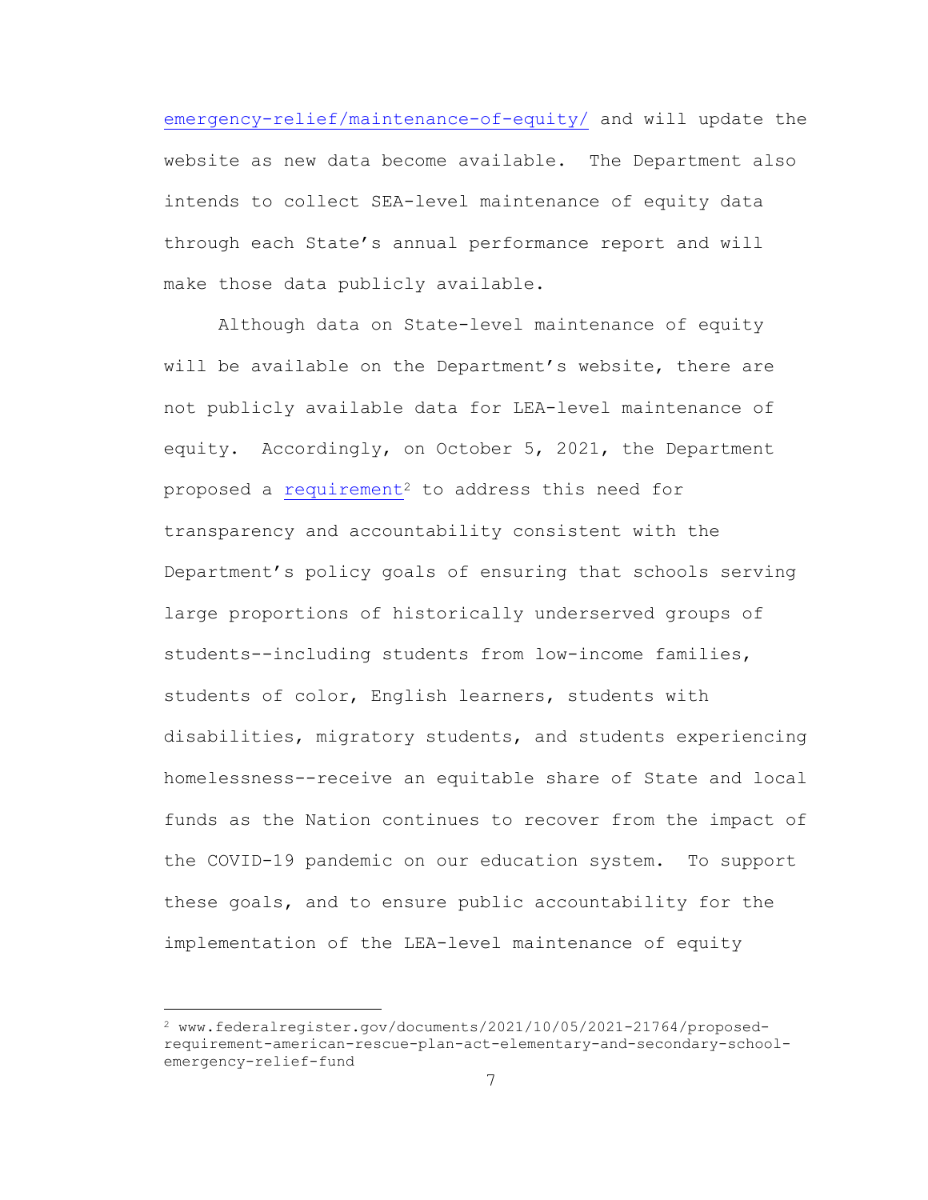emergency-relief/maintenance-of-equity/ and will update the website as new data become available. The Department also intends to collect SEA-level maintenance of equity data through each State's annual performance report and will make those data publicly available.

Although data on State-level maintenance of equity will be available on the Department's website, there are not publicly available data for LEA-level maintenance of equity. Accordingly, on October 5, 2021, the Department proposed a requirement[2] to address this need for transparency and accountability consistent with the Department's policy goals of ensuring that schools serving large proportions of historically underserved groups of students--including students from low-income families, students of color, English learners, students with disabilities, migratory students, and students experiencing homelessness--receive an equitable share of State and local funds as the Nation continues to recover from the impact of the COVID-19 pandemic on our education system. To support these goals, and to ensure public accountability for the implementation of the LEA-level maintenance of equity

---

[2] www.federalregister.gov/documents/2021/10/05/2021-21764/proposed-requirement-american-rescue-plan-act-elementary-and-secondary-school-emergency-relief-fund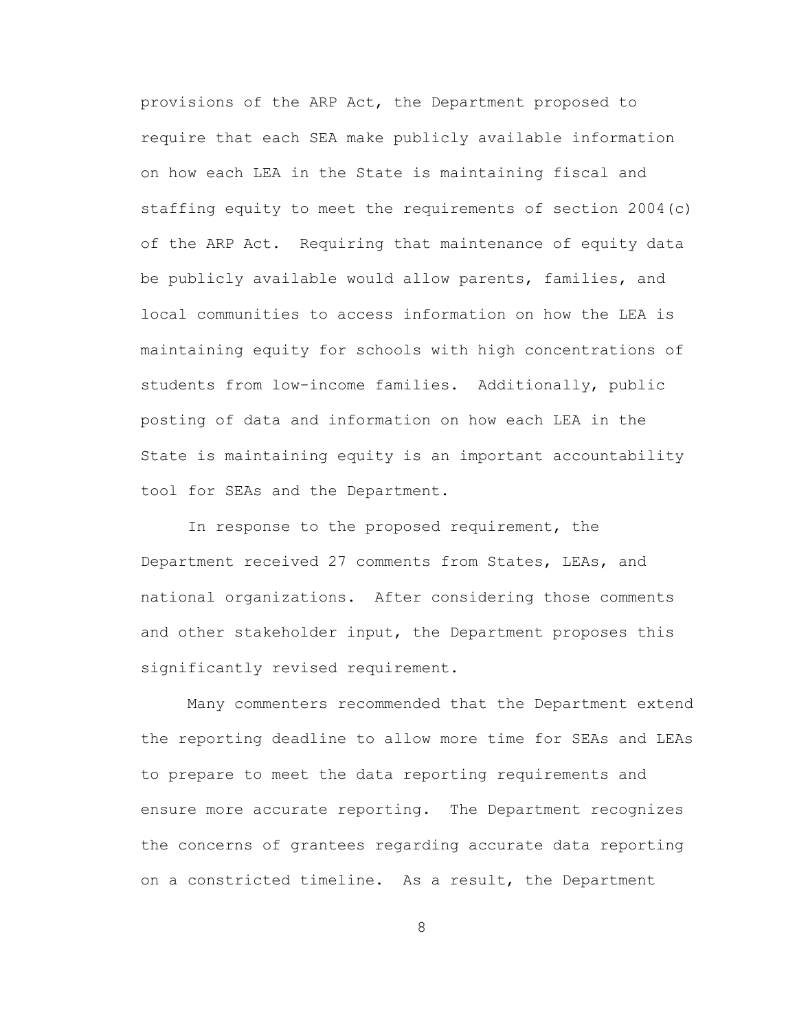provisions of the ARP Act, the Department proposed to require that each SEA make publicly available information on how each LEA in the State is maintaining fiscal and staffing equity to meet the requirements of section 2004(c) of the ARP Act. Requiring that maintenance of equity data be publicly available would allow parents, families, and local communities to access information on how the LEA is maintaining equity for schools with high concentrations of students from low-income families. Additionally, public posting of data and information on how each LEA in the State is maintaining equity is an important accountability tool for SEAs and the Department.

In response to the proposed requirement, the Department received 27 comments from States, LEAs, and national organizations. After considering those comments and other stakeholder input, the Department proposes this significantly revised requirement.

Many commenters recommended that the Department extend the reporting deadline to allow more time for SEAs and LEAs to prepare to meet the data reporting requirements and ensure more accurate reporting. The Department recognizes the concerns of grantees regarding accurate data reporting on a constricted timeline. As a result, the Department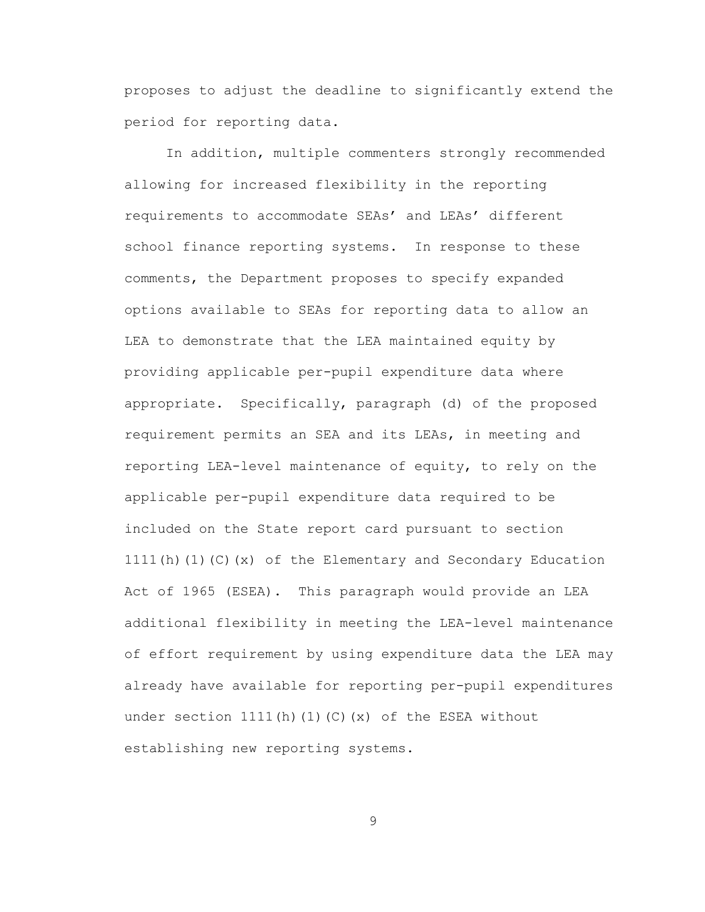proposes to adjust the deadline to significantly extend the period for reporting data.

In addition, multiple commenters strongly recommended allowing for increased flexibility in the reporting requirements to accommodate SEAs' and LEAs' different school finance reporting systems. In response to these comments, the Department proposes to specify expanded options available to SEAs for reporting data to allow an LEA to demonstrate that the LEA maintained equity by providing applicable per-pupil expenditure data where appropriate. Specifically, paragraph (d) of the proposed requirement permits an SEA and its LEAs, in meeting and reporting LEA-level maintenance of equity, to rely on the applicable per-pupil expenditure data required to be included on the State report card pursuant to section 1111(h)(1)(C)(x) of the Elementary and Secondary Education Act of 1965 (ESEA). This paragraph would provide an LEA additional flexibility in meeting the LEA-level maintenance of effort requirement by using expenditure data the LEA may already have available for reporting per-pupil expenditures under section 1111(h)(1)(C)(x) of the ESEA without establishing new reporting systems.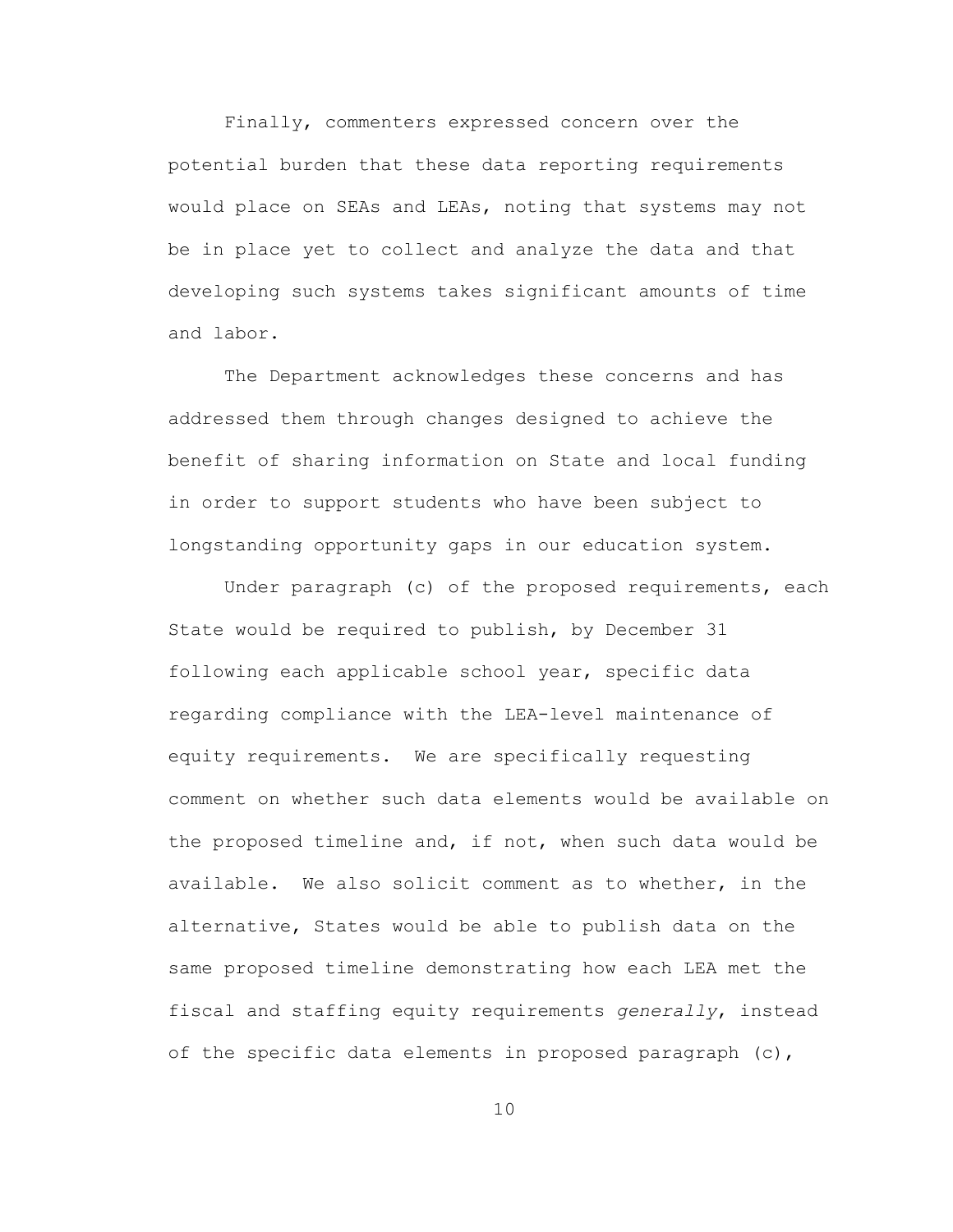Finally, commenters expressed concern over the potential burden that these data reporting requirements would place on SEAs and LEAs, noting that systems may not be in place yet to collect and analyze the data and that developing such systems takes significant amounts of time and labor.

The Department acknowledges these concerns and has addressed them through changes designed to achieve the benefit of sharing information on State and local funding in order to support students who have been subject to longstanding opportunity gaps in our education system.

Under paragraph (c) of the proposed requirements, each State would be required to publish, by December 31 following each applicable school year, specific data regarding compliance with the LEA-level maintenance of equity requirements. We are specifically requesting comment on whether such data elements would be available on the proposed timeline and, if not, when such data would be available. We also solicit comment as to whether, in the alternative, States would be able to publish data on the same proposed timeline demonstrating how each LEA met the fiscal and staffing equity requirements *generally*, instead of the specific data elements in proposed paragraph (c),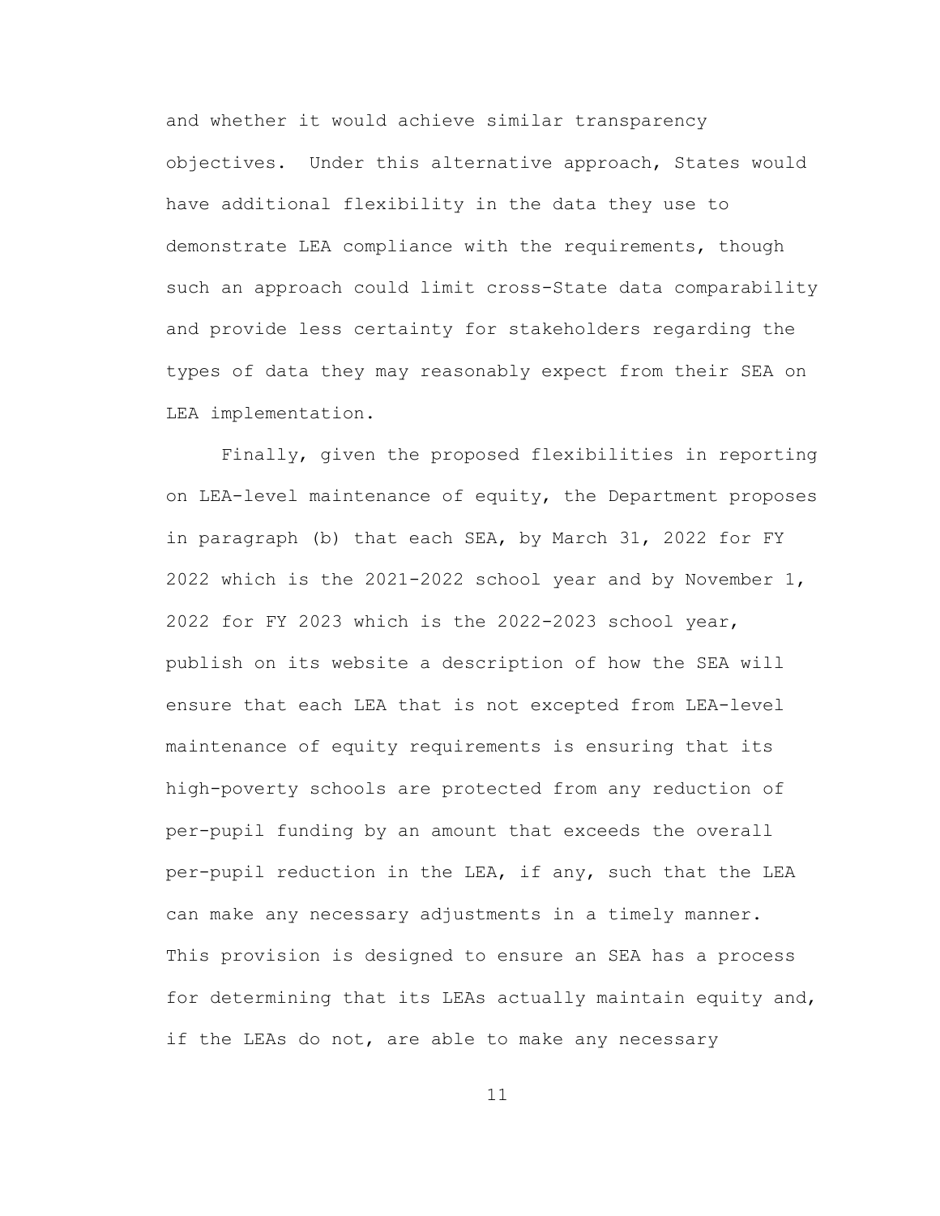and whether it would achieve similar transparency objectives. Under this alternative approach, States would have additional flexibility in the data they use to demonstrate LEA compliance with the requirements, though such an approach could limit cross-State data comparability and provide less certainty for stakeholders regarding the types of data they may reasonably expect from their SEA on LEA implementation.

Finally, given the proposed flexibilities in reporting on LEA-level maintenance of equity, the Department proposes in paragraph (b) that each SEA, by March 31, 2022 for FY 2022 which is the 2021-2022 school year and by November 1, 2022 for FY 2023 which is the 2022-2023 school year, publish on its website a description of how the SEA will ensure that each LEA that is not excepted from LEA-level maintenance of equity requirements is ensuring that its high-poverty schools are protected from any reduction of per-pupil funding by an amount that exceeds the overall per-pupil reduction in the LEA, if any, such that the LEA can make any necessary adjustments in a timely manner. This provision is designed to ensure an SEA has a process for determining that its LEAs actually maintain equity and, if the LEAs do not, are able to make any necessary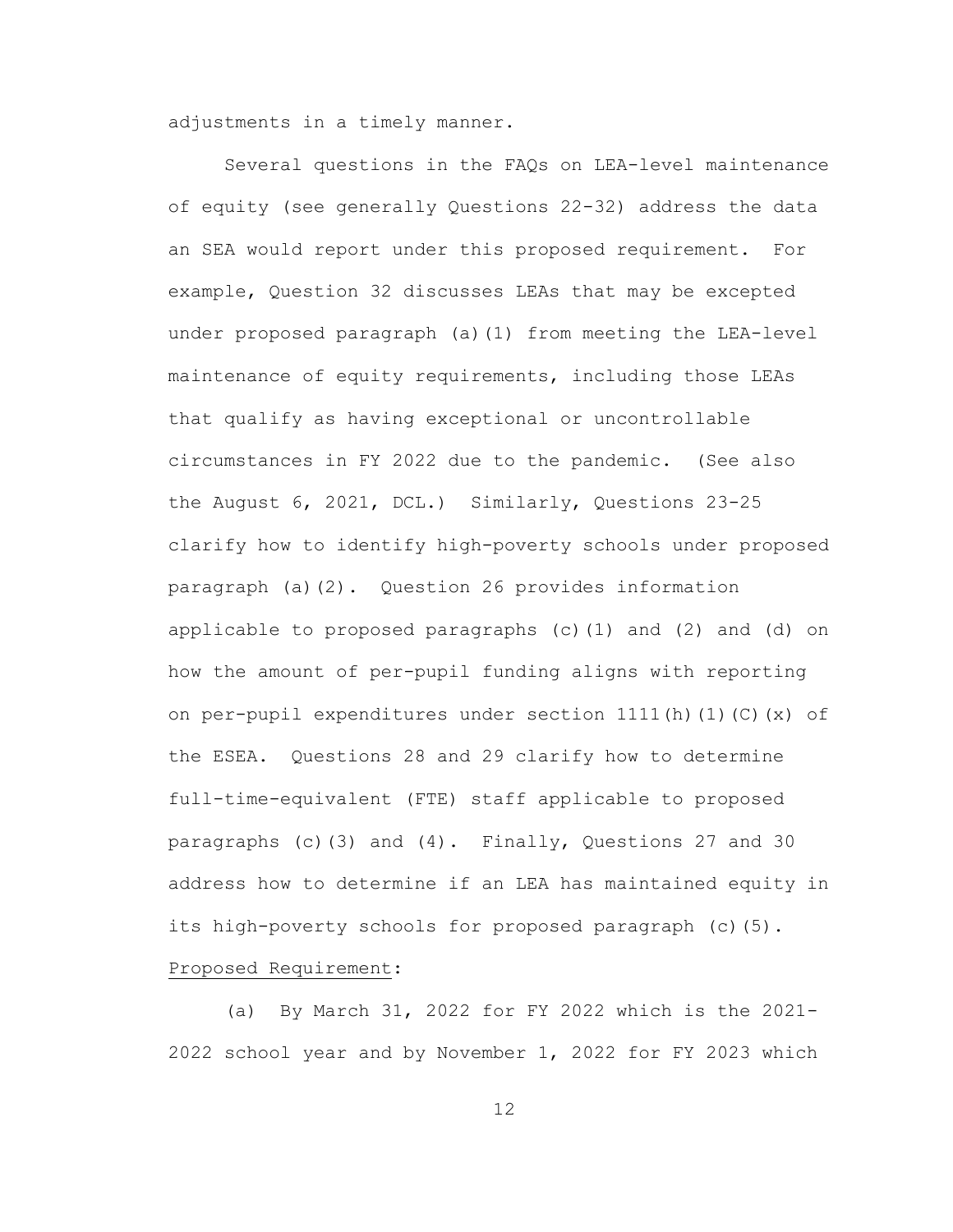adjustments in a timely manner.

Several questions in the FAQs on LEA-level maintenance of equity (see generally Questions 22-32) address the data an SEA would report under this proposed requirement. For example, Question 32 discusses LEAs that may be excepted under proposed paragraph (a)(1) from meeting the LEA-level maintenance of equity requirements, including those LEAs that qualify as having exceptional or uncontrollable circumstances in FY 2022 due to the pandemic. (See also the August 6, 2021, DCL.) Similarly, Questions 23-25 clarify how to identify high-poverty schools under proposed paragraph (a)(2). Question 26 provides information applicable to proposed paragraphs (c)(1) and (2) and (d) on how the amount of per-pupil funding aligns with reporting on per-pupil expenditures under section 1111(h)(1)(C)(x) of the ESEA. Questions 28 and 29 clarify how to determine full-time-equivalent (FTE) staff applicable to proposed paragraphs (c)(3) and (4). Finally, Questions 27 and 30 address how to determine if an LEA has maintained equity in its high-poverty schools for proposed paragraph (c)(5).

<u>Proposed Requirement</u>:

(a) By March 31, 2022 for FY 2022 which is the 2021-2022 school year and by November 1, 2022 for FY 2023 which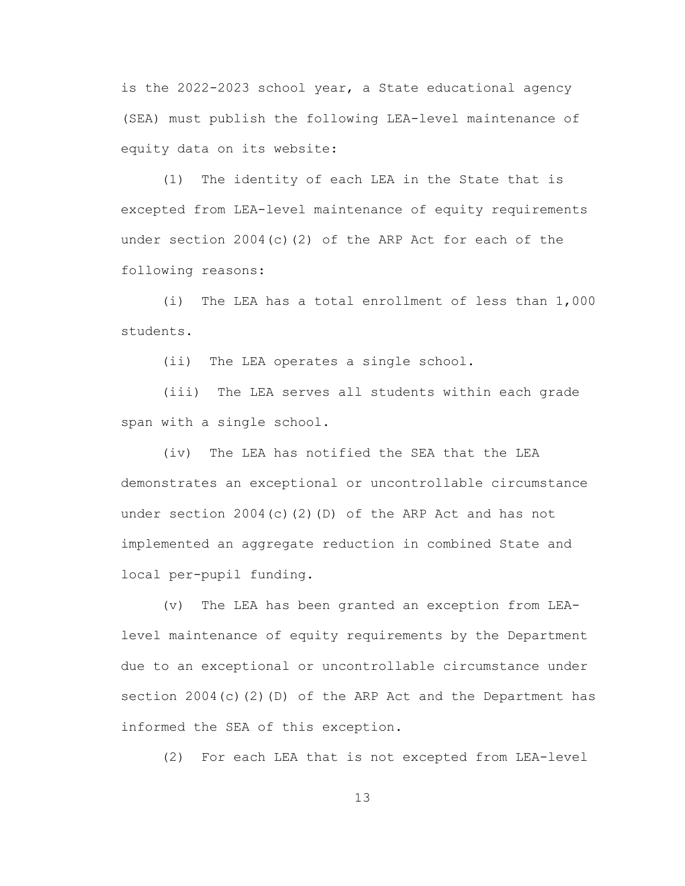is the 2022-2023 school year, a State educational agency (SEA) must publish the following LEA-level maintenance of equity data on its website:

(1) The identity of each LEA in the State that is excepted from LEA-level maintenance of equity requirements under section 2004(c)(2) of the ARP Act for each of the following reasons:

(i) The LEA has a total enrollment of less than 1,000 students.

(ii) The LEA operates a single school.

(iii) The LEA serves all students within each grade span with a single school.

(iv) The LEA has notified the SEA that the LEA demonstrates an exceptional or uncontrollable circumstance under section 2004(c)(2)(D) of the ARP Act and has not implemented an aggregate reduction in combined State and local per-pupil funding.

(v) The LEA has been granted an exception from LEA-level maintenance of equity requirements by the Department due to an exceptional or uncontrollable circumstance under section 2004(c)(2)(D) of the ARP Act and the Department has informed the SEA of this exception.

(2) For each LEA that is not excepted from LEA-level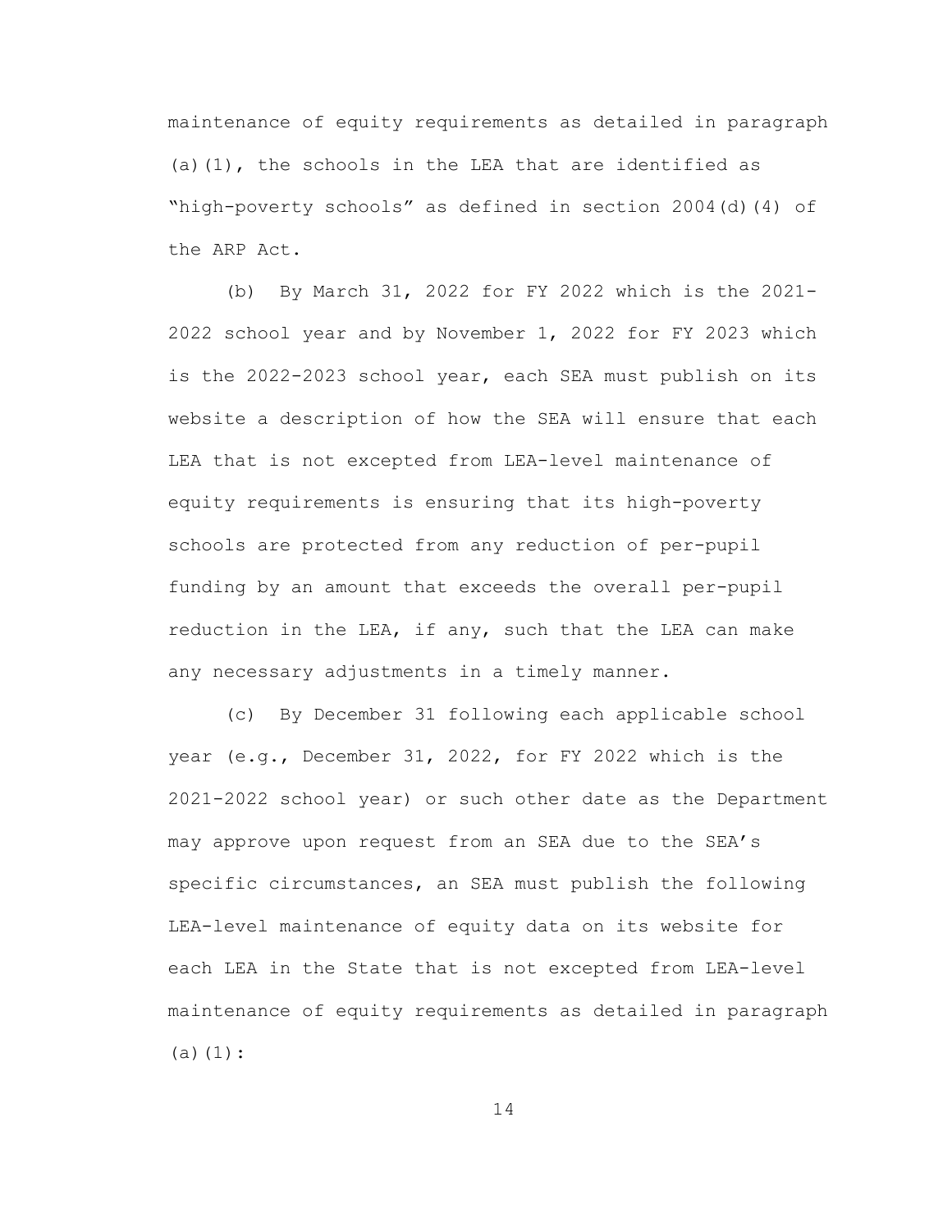maintenance of equity requirements as detailed in paragraph (a)(1), the schools in the LEA that are identified as "high-poverty schools" as defined in section 2004(d)(4) of the ARP Act.

(b) By March 31, 2022 for FY 2022 which is the 2021-2022 school year and by November 1, 2022 for FY 2023 which is the 2022-2023 school year, each SEA must publish on its website a description of how the SEA will ensure that each LEA that is not excepted from LEA-level maintenance of equity requirements is ensuring that its high-poverty schools are protected from any reduction of per-pupil funding by an amount that exceeds the overall per-pupil reduction in the LEA, if any, such that the LEA can make any necessary adjustments in a timely manner.

(c) By December 31 following each applicable school year (e.g., December 31, 2022, for FY 2022 which is the 2021-2022 school year) or such other date as the Department may approve upon request from an SEA due to the SEA's specific circumstances, an SEA must publish the following LEA-level maintenance of equity data on its website for each LEA in the State that is not excepted from LEA-level maintenance of equity requirements as detailed in paragraph (a)(1):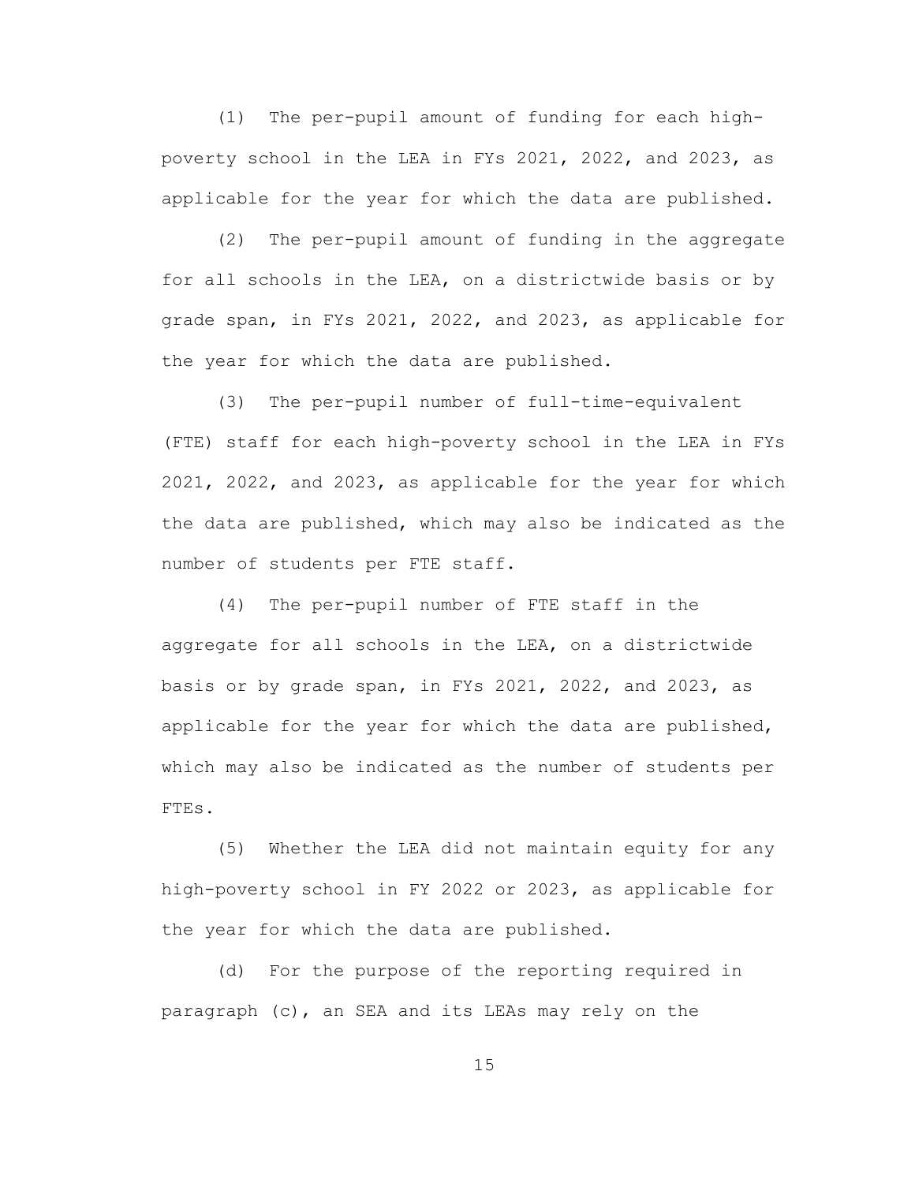(1) The per-pupil amount of funding for each high-poverty school in the LEA in FYs 2021, 2022, and 2023, as applicable for the year for which the data are published.

(2) The per-pupil amount of funding in the aggregate for all schools in the LEA, on a districtwide basis or by grade span, in FYs 2021, 2022, and 2023, as applicable for the year for which the data are published.

(3) The per-pupil number of full-time-equivalent (FTE) staff for each high-poverty school in the LEA in FYs 2021, 2022, and 2023, as applicable for the year for which the data are published, which may also be indicated as the number of students per FTE staff.

(4) The per-pupil number of FTE staff in the aggregate for all schools in the LEA, on a districtwide basis or by grade span, in FYs 2021, 2022, and 2023, as applicable for the year for which the data are published, which may also be indicated as the number of students per FTEs.

(5) Whether the LEA did not maintain equity for any high-poverty school in FY 2022 or 2023, as applicable for the year for which the data are published.

(d) For the purpose of the reporting required in paragraph (c), an SEA and its LEAs may rely on the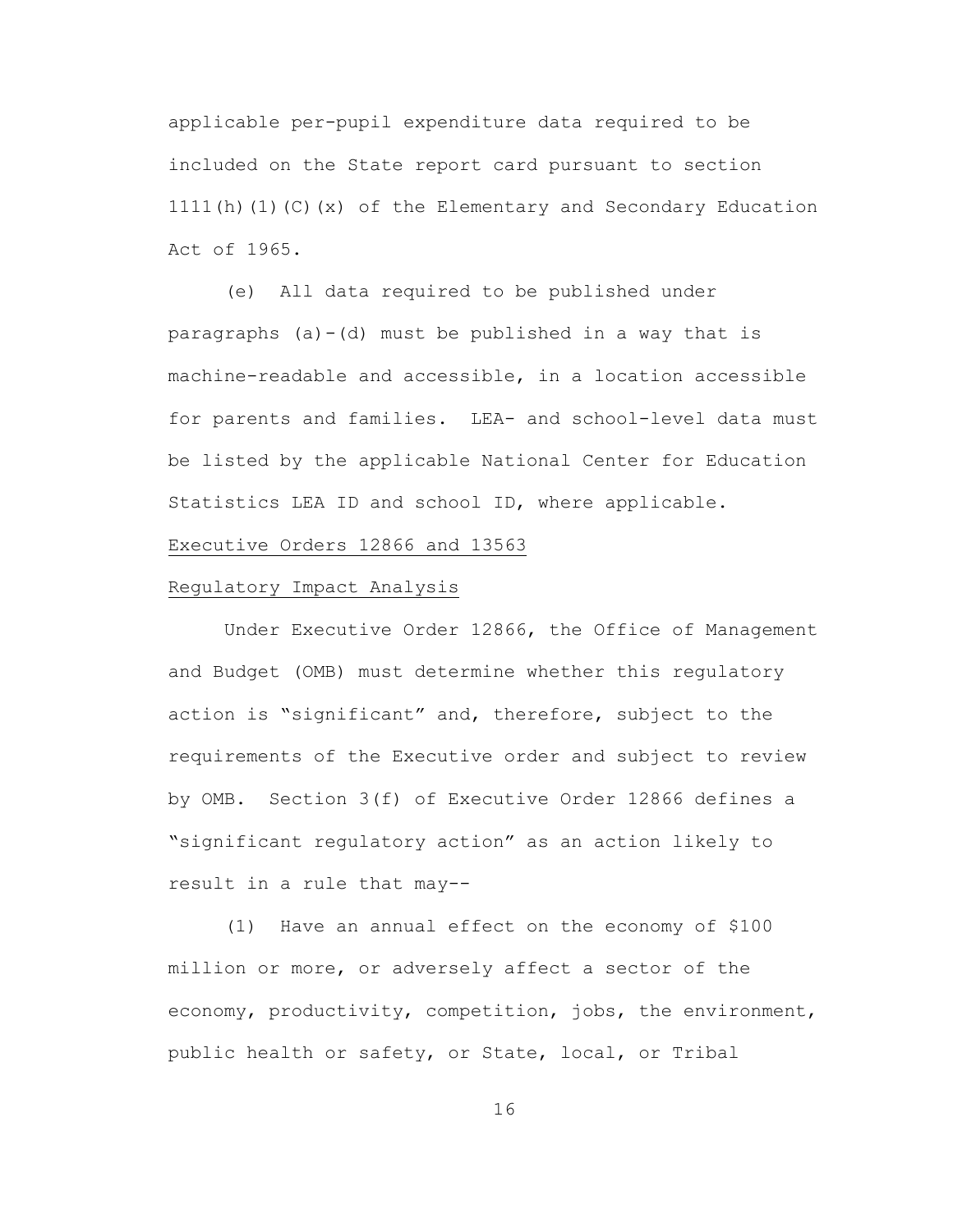applicable per-pupil expenditure data required to be included on the State report card pursuant to section 1111(h)(1)(C)(x) of the Elementary and Secondary Education Act of 1965.

(e) All data required to be published under paragraphs (a)-(d) must be published in a way that is machine-readable and accessible, in a location accessible for parents and families. LEA- and school-level data must be listed by the applicable National Center for Education Statistics LEA ID and school ID, where applicable.

Executive Orders 12866 and 13563

Regulatory Impact Analysis

Under Executive Order 12866, the Office of Management and Budget (OMB) must determine whether this regulatory action is "significant" and, therefore, subject to the requirements of the Executive order and subject to review by OMB. Section 3(f) of Executive Order 12866 defines a "significant regulatory action" as an action likely to result in a rule that may--

(1) Have an annual effect on the economy of $100 million or more, or adversely affect a sector of the economy, productivity, competition, jobs, the environment, public health or safety, or State, local, or Tribal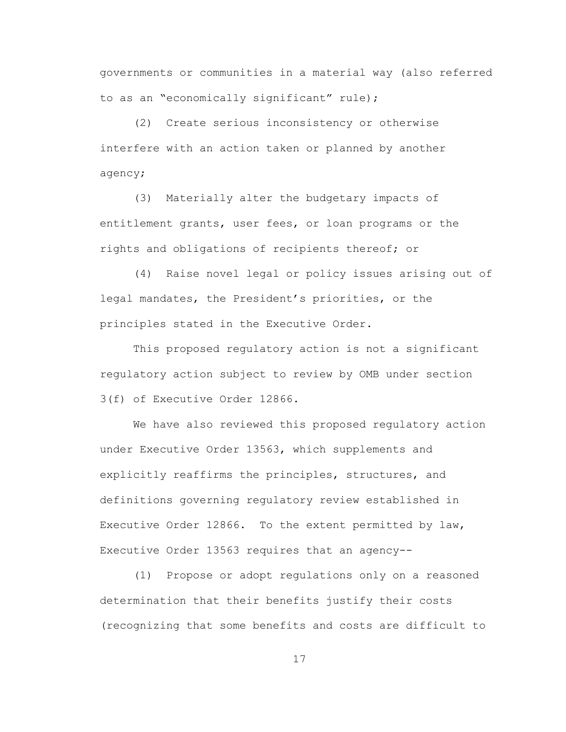governments or communities in a material way (also referred to as an "economically significant" rule);

(2) Create serious inconsistency or otherwise interfere with an action taken or planned by another agency;

(3) Materially alter the budgetary impacts of entitlement grants, user fees, or loan programs or the rights and obligations of recipients thereof; or

(4) Raise novel legal or policy issues arising out of legal mandates, the President's priorities, or the principles stated in the Executive Order.

This proposed regulatory action is not a significant regulatory action subject to review by OMB under section 3(f) of Executive Order 12866.

We have also reviewed this proposed regulatory action under Executive Order 13563, which supplements and explicitly reaffirms the principles, structures, and definitions governing regulatory review established in Executive Order 12866. To the extent permitted by law, Executive Order 13563 requires that an agency--

(1) Propose or adopt regulations only on a reasoned determination that their benefits justify their costs (recognizing that some benefits and costs are difficult to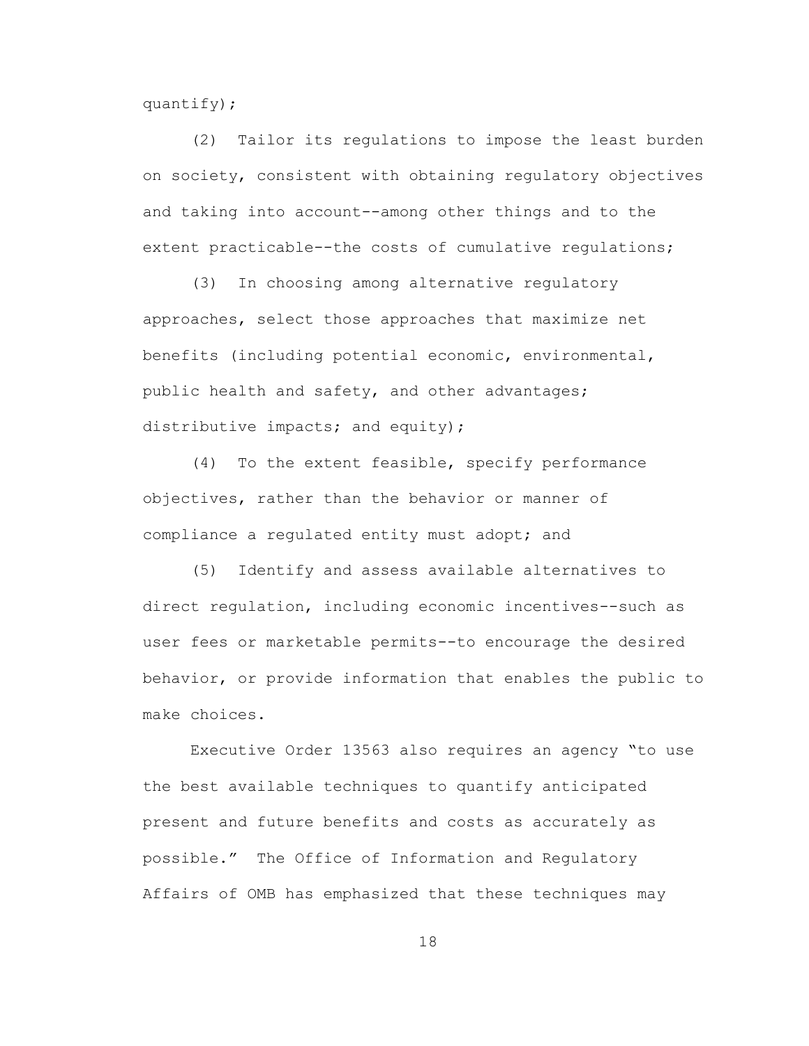quantify);

(2) Tailor its regulations to impose the least burden on society, consistent with obtaining regulatory objectives and taking into account--among other things and to the extent practicable--the costs of cumulative regulations;

(3) In choosing among alternative regulatory approaches, select those approaches that maximize net benefits (including potential economic, environmental, public health and safety, and other advantages; distributive impacts; and equity);

(4) To the extent feasible, specify performance objectives, rather than the behavior or manner of compliance a regulated entity must adopt; and

(5) Identify and assess available alternatives to direct regulation, including economic incentives--such as user fees or marketable permits--to encourage the desired behavior, or provide information that enables the public to make choices.

Executive Order 13563 also requires an agency "to use the best available techniques to quantify anticipated present and future benefits and costs as accurately as possible." The Office of Information and Regulatory Affairs of OMB has emphasized that these techniques may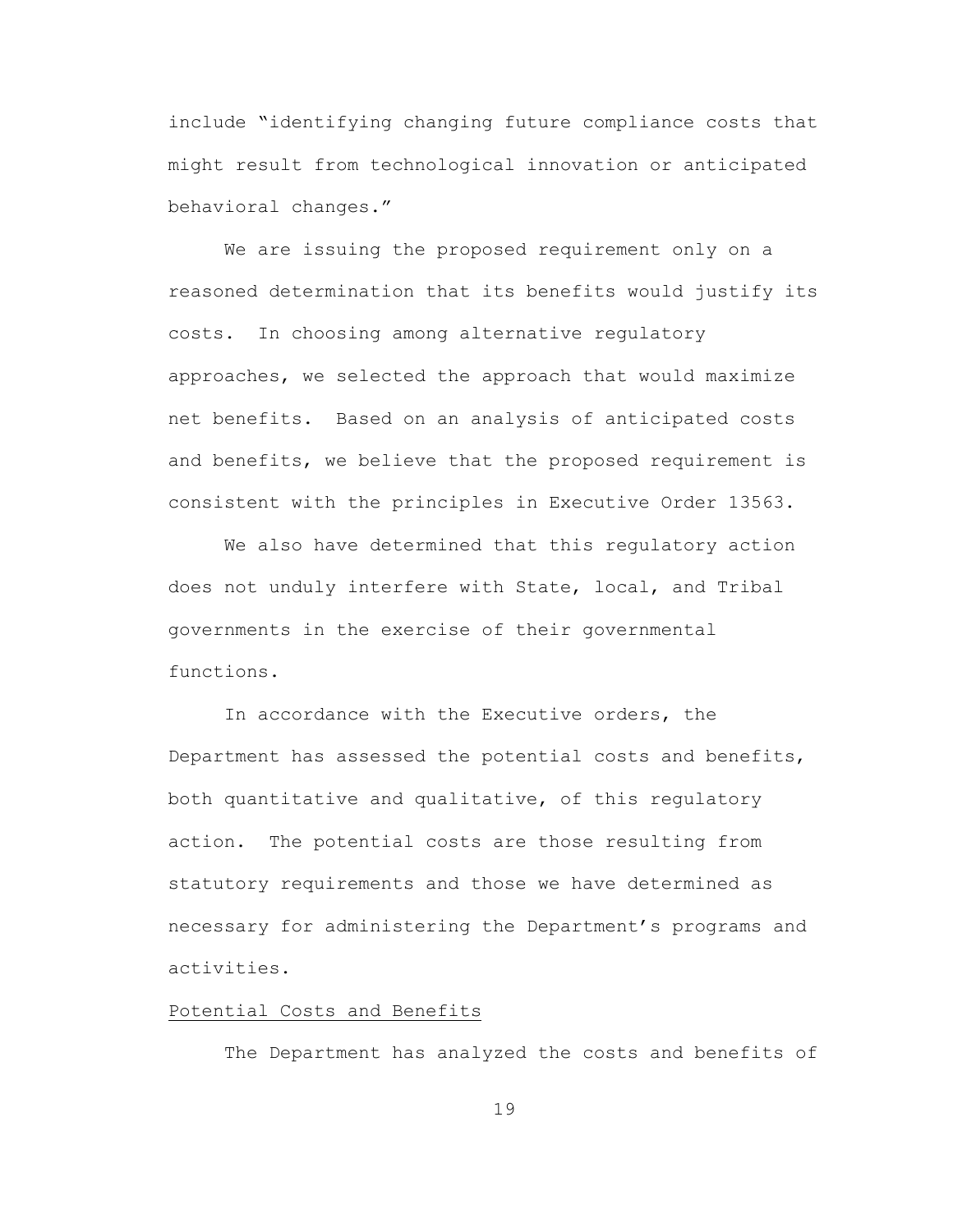include "identifying changing future compliance costs that might result from technological innovation or anticipated behavioral changes."

We are issuing the proposed requirement only on a reasoned determination that its benefits would justify its costs. In choosing among alternative regulatory approaches, we selected the approach that would maximize net benefits. Based on an analysis of anticipated costs and benefits, we believe that the proposed requirement is consistent with the principles in Executive Order 13563.

We also have determined that this regulatory action does not unduly interfere with State, local, and Tribal governments in the exercise of their governmental functions.

In accordance with the Executive orders, the Department has assessed the potential costs and benefits, both quantitative and qualitative, of this regulatory action. The potential costs are those resulting from statutory requirements and those we have determined as necessary for administering the Department's programs and activities.

Potential Costs and Benefits

The Department has analyzed the costs and benefits of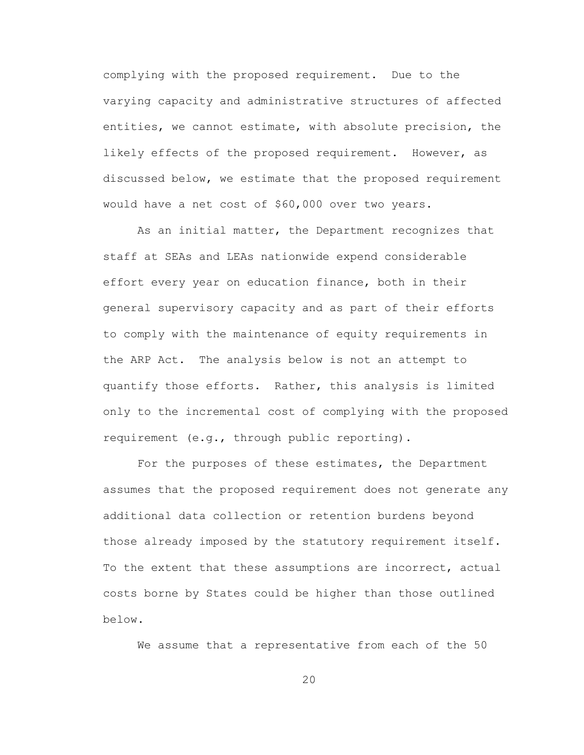complying with the proposed requirement. Due to the varying capacity and administrative structures of affected entities, we cannot estimate, with absolute precision, the likely effects of the proposed requirement. However, as discussed below, we estimate that the proposed requirement would have a net cost of $60,000 over two years.

As an initial matter, the Department recognizes that staff at SEAs and LEAs nationwide expend considerable effort every year on education finance, both in their general supervisory capacity and as part of their efforts to comply with the maintenance of equity requirements in the ARP Act. The analysis below is not an attempt to quantify those efforts. Rather, this analysis is limited only to the incremental cost of complying with the proposed requirement (e.g., through public reporting).

For the purposes of these estimates, the Department assumes that the proposed requirement does not generate any additional data collection or retention burdens beyond those already imposed by the statutory requirement itself. To the extent that these assumptions are incorrect, actual costs borne by States could be higher than those outlined below.

We assume that a representative from each of the 50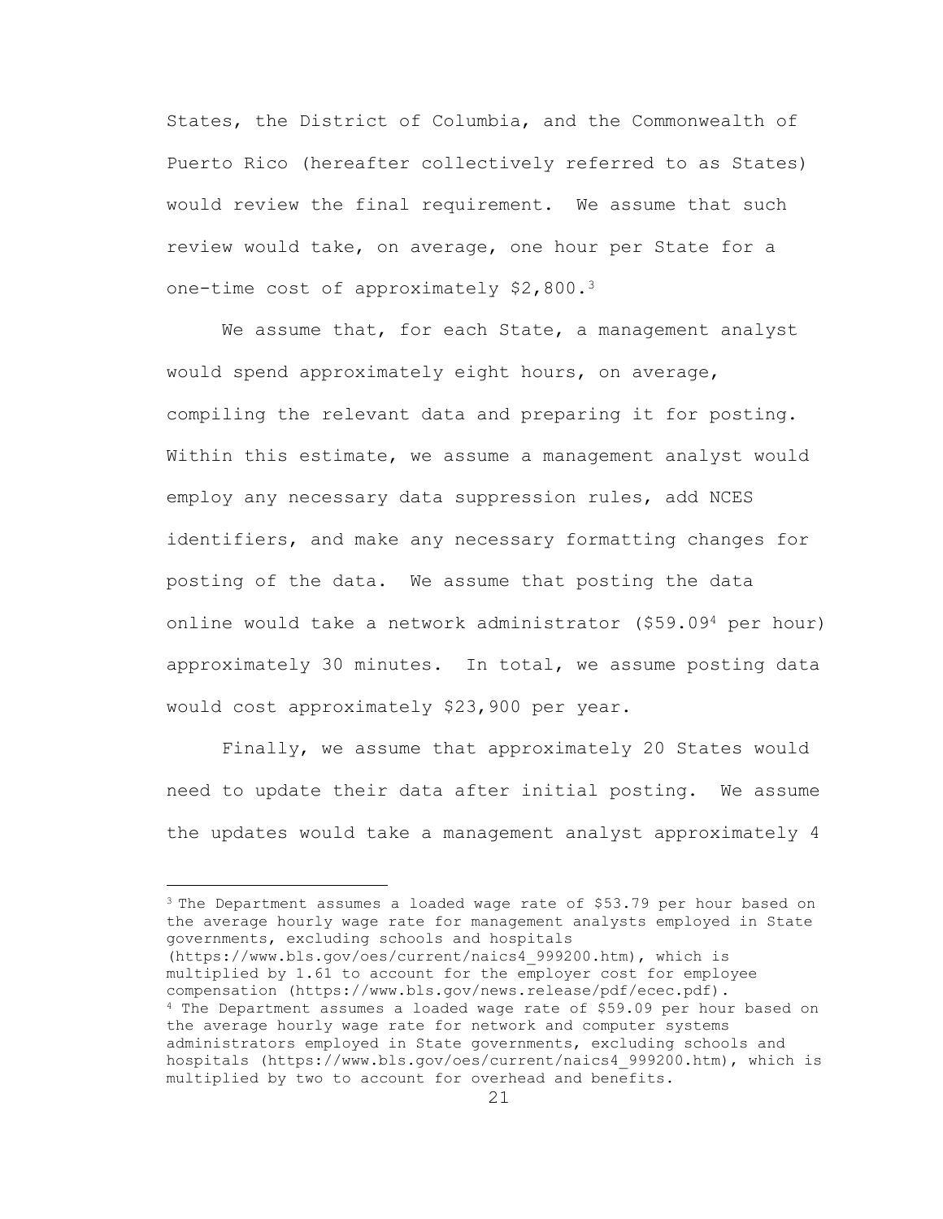States, the District of Columbia, and the Commonwealth of Puerto Rico (hereafter collectively referred to as States) would review the final requirement. We assume that such review would take, on average, one hour per State for a one-time cost of approximately $2,800.[3]

We assume that, for each State, a management analyst would spend approximately eight hours, on average, compiling the relevant data and preparing it for posting. Within this estimate, we assume a management analyst would employ any necessary data suppression rules, add NCES identifiers, and make any necessary formatting changes for posting of the data. We assume that posting the data online would take a network administrator ($59.09[4] per hour) approximately 30 minutes. In total, we assume posting data would cost approximately $23,900 per year.

Finally, we assume that approximately 20 States would need to update their data after initial posting. We assume the updates would take a management analyst approximately 4

---

[3] The Department assumes a loaded wage rate of $53.79 per hour based on the average hourly wage rate for management analysts employed in State governments, excluding schools and hospitals (https://www.bls.gov/oes/current/naics4_999200.htm), which is multiplied by 1.61 to account for the employer cost for employee compensation (https://www.bls.gov/news.release/pdf/ecec.pdf).

[4] The Department assumes a loaded wage rate of $59.09 per hour based on the average hourly wage rate for network and computer systems administrators employed in State governments, excluding schools and hospitals (https://www.bls.gov/oes/current/naics4_999200.htm), which is multiplied by two to account for overhead and benefits.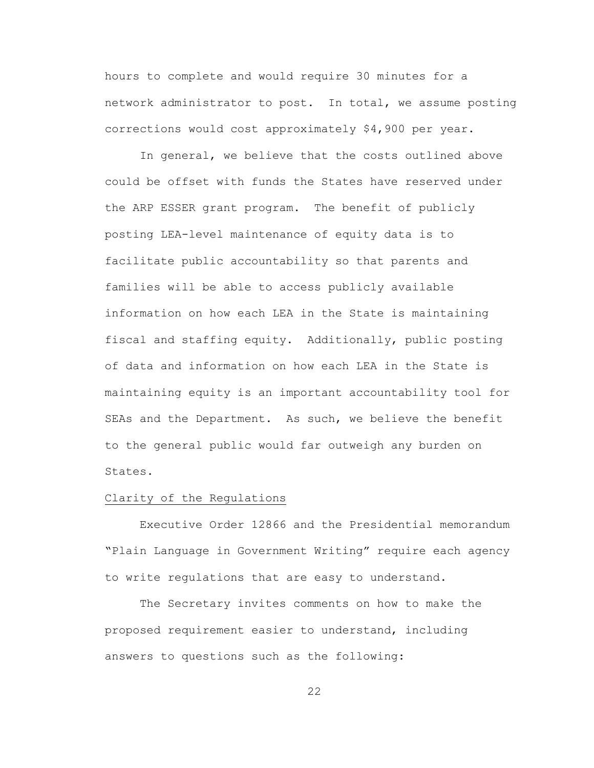hours to complete and would require 30 minutes for a network administrator to post. In total, we assume posting corrections would cost approximately $4,900 per year.

In general, we believe that the costs outlined above could be offset with funds the States have reserved under the ARP ESSER grant program. The benefit of publicly posting LEA-level maintenance of equity data is to facilitate public accountability so that parents and families will be able to access publicly available information on how each LEA in the State is maintaining fiscal and staffing equity. Additionally, public posting of data and information on how each LEA in the State is maintaining equity is an important accountability tool for SEAs and the Department. As such, we believe the benefit to the general public would far outweigh any burden on States.

Clarity of the Regulations

Executive Order 12866 and the Presidential memorandum "Plain Language in Government Writing" require each agency to write regulations that are easy to understand.

The Secretary invites comments on how to make the proposed requirement easier to understand, including answers to questions such as the following: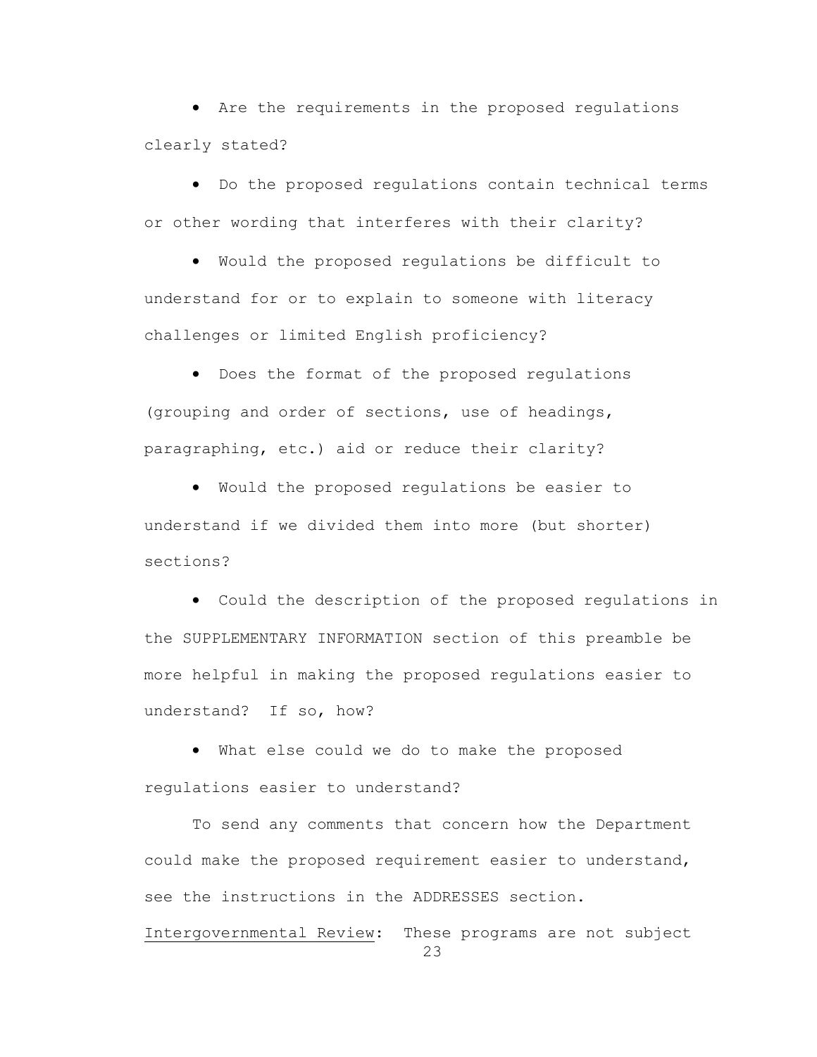- Are the requirements in the proposed regulations clearly stated?
- Do the proposed regulations contain technical terms or other wording that interferes with their clarity?
- Would the proposed regulations be difficult to understand for or to explain to someone with literacy challenges or limited English proficiency?
- Does the format of the proposed regulations (grouping and order of sections, use of headings, paragraphing, etc.) aid or reduce their clarity?
- Would the proposed regulations be easier to understand if we divided them into more (but shorter) sections?
- Could the description of the proposed regulations in the SUPPLEMENTARY INFORMATION section of this preamble be more helpful in making the proposed regulations easier to understand? If so, how?
- What else could we do to make the proposed regulations easier to understand?

To send any comments that concern how the Department could make the proposed requirement easier to understand, see the instructions in the ADDRESSES section.

Intergovernmental Review: These programs are not subject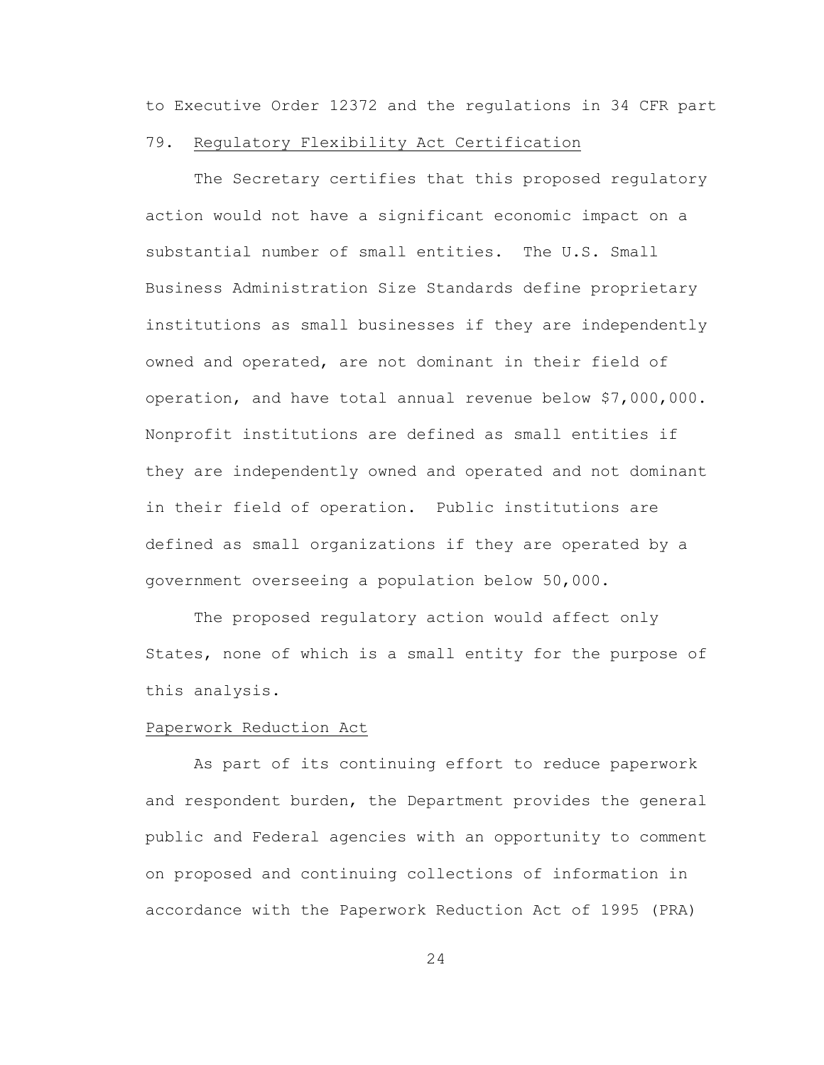to Executive Order 12372 and the regulations in 34 CFR part 79.

## Regulatory Flexibility Act Certification

The Secretary certifies that this proposed regulatory action would not have a significant economic impact on a substantial number of small entities. The U.S. Small Business Administration Size Standards define proprietary institutions as small businesses if they are independently owned and operated, are not dominant in their field of operation, and have total annual revenue below $7,000,000. Nonprofit institutions are defined as small entities if they are independently owned and operated and not dominant in their field of operation. Public institutions are defined as small organizations if they are operated by a government overseeing a population below 50,000.

The proposed regulatory action would affect only States, none of which is a small entity for the purpose of this analysis.

## Paperwork Reduction Act

As part of its continuing effort to reduce paperwork and respondent burden, the Department provides the general public and Federal agencies with an opportunity to comment on proposed and continuing collections of information in accordance with the Paperwork Reduction Act of 1995 (PRA)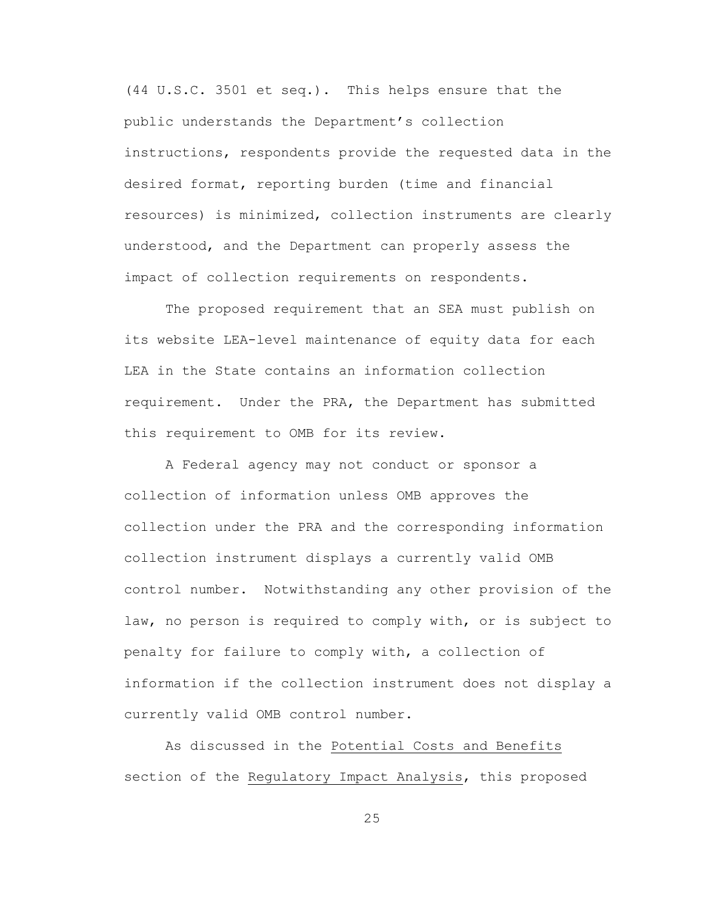(44 U.S.C. 3501 et seq.). This helps ensure that the public understands the Department's collection instructions, respondents provide the requested data in the desired format, reporting burden (time and financial resources) is minimized, collection instruments are clearly understood, and the Department can properly assess the impact of collection requirements on respondents.

The proposed requirement that an SEA must publish on its website LEA-level maintenance of equity data for each LEA in the State contains an information collection requirement. Under the PRA, the Department has submitted this requirement to OMB for its review.

A Federal agency may not conduct or sponsor a collection of information unless OMB approves the collection under the PRA and the corresponding information collection instrument displays a currently valid OMB control number. Notwithstanding any other provision of the law, no person is required to comply with, or is subject to penalty for failure to comply with, a collection of information if the collection instrument does not display a currently valid OMB control number.

As discussed in the Potential Costs and Benefits section of the Regulatory Impact Analysis, this proposed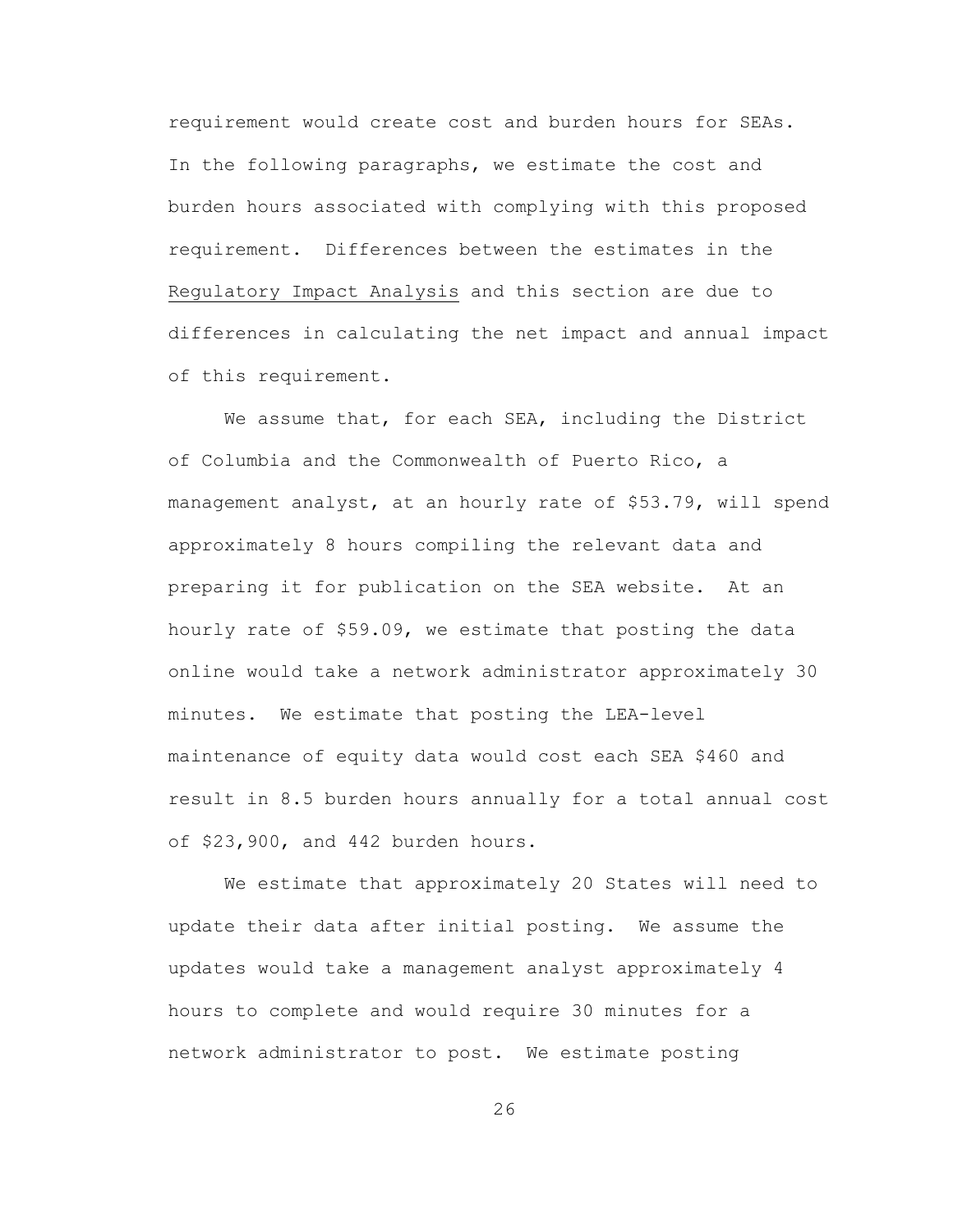requirement would create cost and burden hours for SEAs. In the following paragraphs, we estimate the cost and burden hours associated with complying with this proposed requirement. Differences between the estimates in the Regulatory Impact Analysis and this section are due to differences in calculating the net impact and annual impact of this requirement.

We assume that, for each SEA, including the District of Columbia and the Commonwealth of Puerto Rico, a management analyst, at an hourly rate of $53.79, will spend approximately 8 hours compiling the relevant data and preparing it for publication on the SEA website. At an hourly rate of $59.09, we estimate that posting the data online would take a network administrator approximately 30 minutes. We estimate that posting the LEA-level maintenance of equity data would cost each SEA $460 and result in 8.5 burden hours annually for a total annual cost of $23,900, and 442 burden hours.

We estimate that approximately 20 States will need to update their data after initial posting. We assume the updates would take a management analyst approximately 4 hours to complete and would require 30 minutes for a network administrator to post. We estimate posting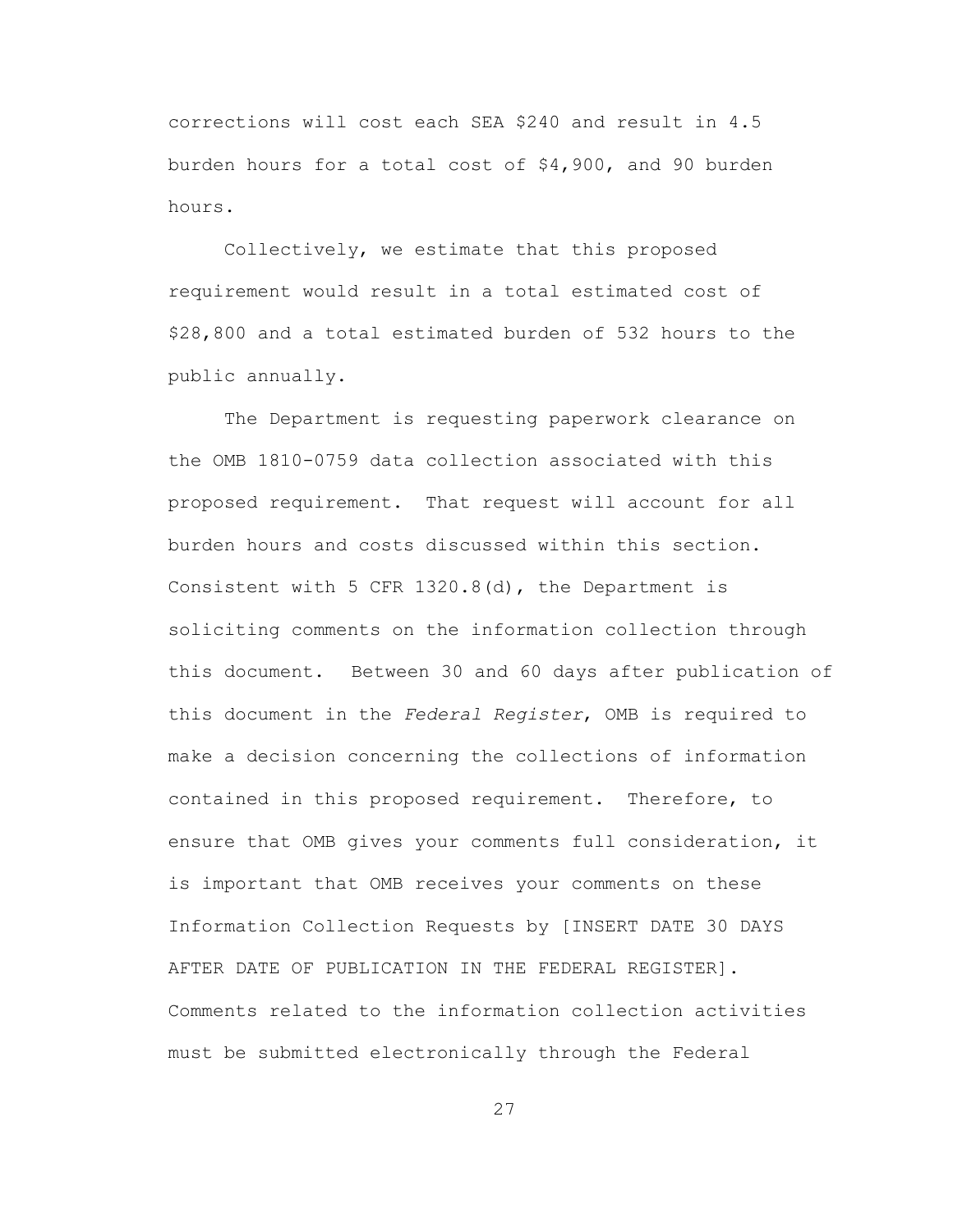corrections will cost each SEA $240 and result in 4.5 burden hours for a total cost of $4,900, and 90 burden hours.

Collectively, we estimate that this proposed requirement would result in a total estimated cost of $28,800 and a total estimated burden of 532 hours to the public annually.

The Department is requesting paperwork clearance on the OMB 1810-0759 data collection associated with this proposed requirement. That request will account for all burden hours and costs discussed within this section. Consistent with 5 CFR 1320.8(d), the Department is soliciting comments on the information collection through this document. Between 30 and 60 days after publication of this document in the *Federal Register*, OMB is required to make a decision concerning the collections of information contained in this proposed requirement. Therefore, to ensure that OMB gives your comments full consideration, it is important that OMB receives your comments on these Information Collection Requests by [INSERT DATE 30 DAYS AFTER DATE OF PUBLICATION IN THE FEDERAL REGISTER]. Comments related to the information collection activities must be submitted electronically through the Federal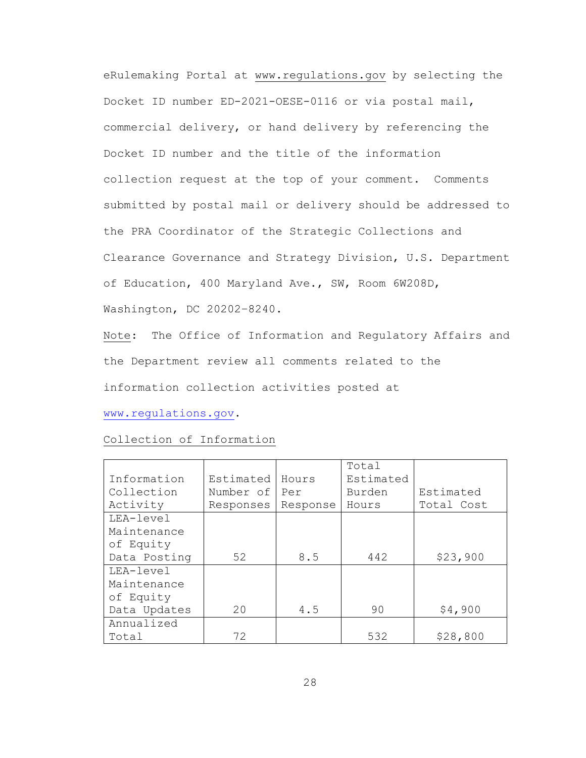eRulemaking Portal at www.regulations.gov by selecting the Docket ID number ED-2021-OESE-0116 or via postal mail, commercial delivery, or hand delivery by referencing the Docket ID number and the title of the information collection request at the top of your comment. Comments submitted by postal mail or delivery should be addressed to the PRA Coordinator of the Strategic Collections and Clearance Governance and Strategy Division, U.S. Department of Education, 400 Maryland Ave., SW, Room 6W208D, Washington, DC 20202-8240.

Note: The Office of Information and Regulatory Affairs and the Department review all comments related to the information collection activities posted at www.regulations.gov.

Collection of Information

| Information Collection Activity | Estimated Number of Responses | Hours Per Response | Total Estimated Burden Hours | Estimated Total Cost |
|---|---|---|---|---|
| LEA-level Maintenance of Equity Data Posting | 52 | 8.5 | 442 | $23,900 |
| LEA-level Maintenance of Equity Data Updates | 20 | 4.5 | 90 | $4,900 |
| Annualized Total | 72 | | 532 | $28,800 |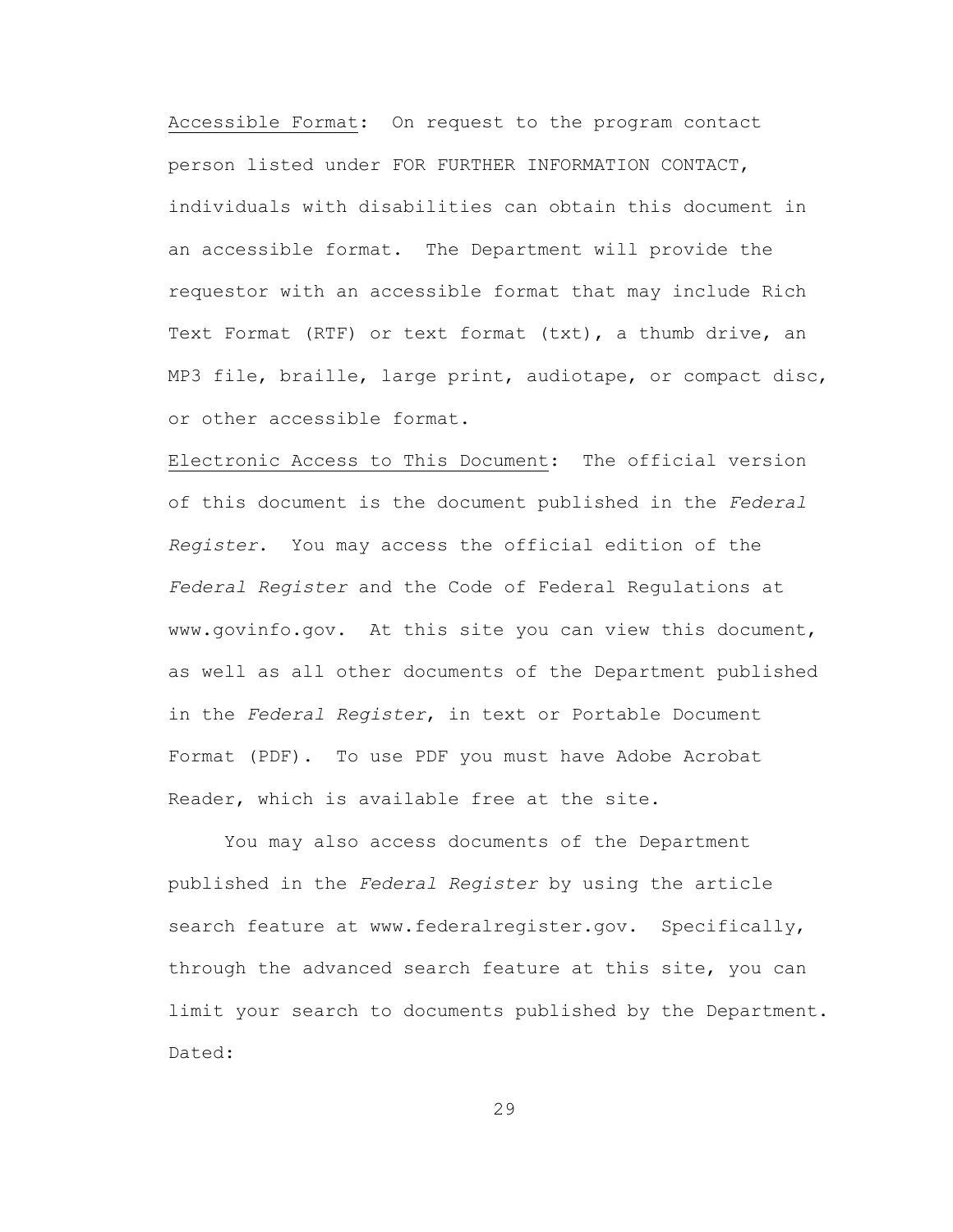Accessible Format: On request to the program contact person listed under FOR FURTHER INFORMATION CONTACT, individuals with disabilities can obtain this document in an accessible format. The Department will provide the requestor with an accessible format that may include Rich Text Format (RTF) or text format (txt), a thumb drive, an MP3 file, braille, large print, audiotape, or compact disc, or other accessible format.

Electronic Access to This Document: The official version of this document is the document published in the *Federal Register*. You may access the official edition of the *Federal Register* and the Code of Federal Regulations at www.govinfo.gov. At this site you can view this document, as well as all other documents of the Department published in the *Federal Register*, in text or Portable Document Format (PDF). To use PDF you must have Adobe Acrobat Reader, which is available free at the site.

You may also access documents of the Department published in the *Federal Register* by using the article search feature at www.federalregister.gov. Specifically, through the advanced search feature at this site, you can limit your search to documents published by the Department.

Dated: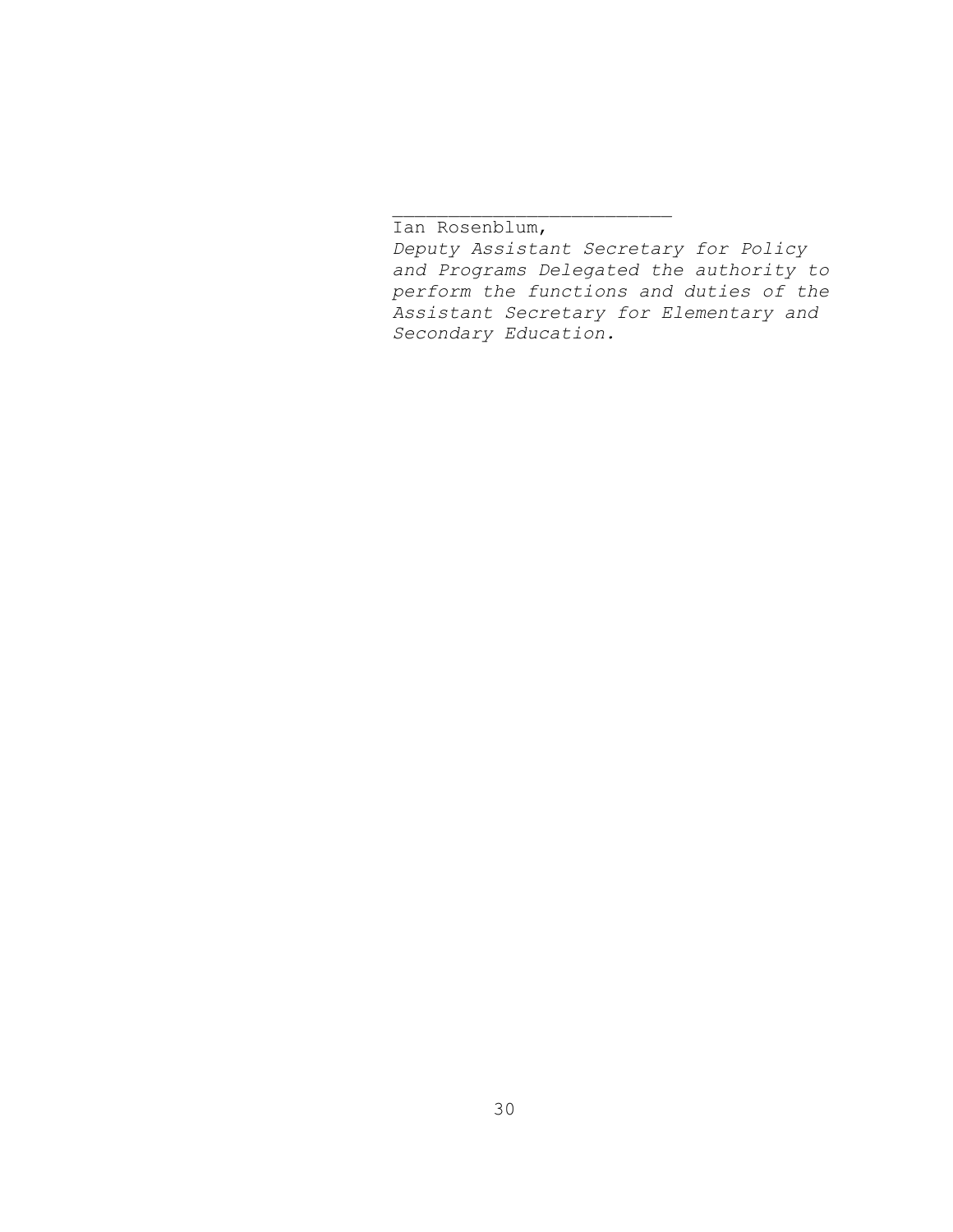\_\_\_\_\_\_\_\_\_\_\_\_\_\_\_\_\_\_\_\_\_\_\_\_\_

Ian Rosenblum,

*Deputy Assistant Secretary for Policy and Programs Delegated the authority to perform the functions and duties of the Assistant Secretary for Elementary and Secondary Education.*